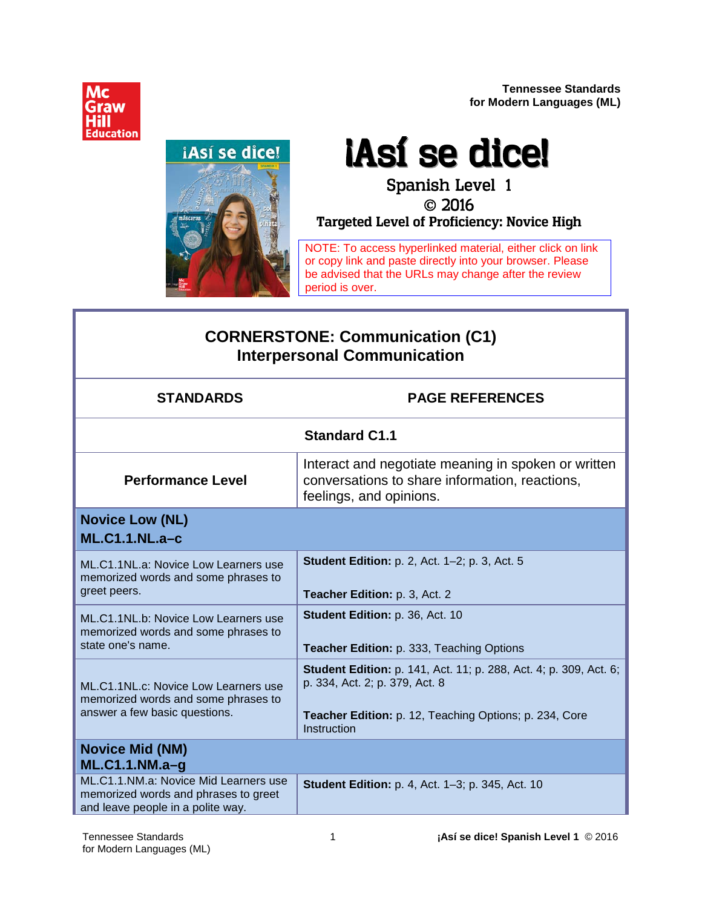Tennessee Standards
for Modern Languages (ML)

# ¡Así se dice!

## Spanish Level 1
## © 2016
### Targeted Level of Proficiency: Novice High

NOTE: To access hyperlinked material, either click on link or copy link and paste directly into your browser. Please be advised that the URLs may change after the review period is over.

## CORNERSTONE: Communication (C1) Interpersonal Communication

| STANDARDS | PAGE REFERENCES |
|---|---|
| **Standard C1.1** | |
| **Performance Level** | Interact and negotiate meaning in spoken or written conversations to share information, reactions, feelings, and opinions. |
| **Novice Low (NL) ML.C1.1.NL.a–c** | |
| ML.C1.1NL.a: Novice Low Learners use memorized words and some phrases to greet peers. | **Student Edition:** p. 2, Act. 1–2; p. 3, Act. 5<br><br>**Teacher Edition:** p. 3, Act. 2 |
| ML.C1.1NL.b: Novice Low Learners use memorized words and some phrases to state one's name. | **Student Edition:** p. 36, Act. 10<br><br>**Teacher Edition:** p. 333, Teaching Options |
| ML.C1.1NL.c: Novice Low Learners use memorized words and some phrases to answer a few basic questions. | **Student Edition:** p. 141, Act. 11; p. 288, Act. 4; p. 309, Act. 6; p. 334, Act. 2; p. 379, Act. 8<br><br>**Teacher Edition:** p. 12, Teaching Options; p. 234, Core Instruction |
| **Novice Mid (NM) ML.C1.1.NM.a–g** | |
| ML.C1.1.NM.a: Novice Mid Learners use memorized words and phrases to greet and leave people in a polite way. | **Student Edition:** p. 4, Act. 1–3; p. 345, Act. 10 |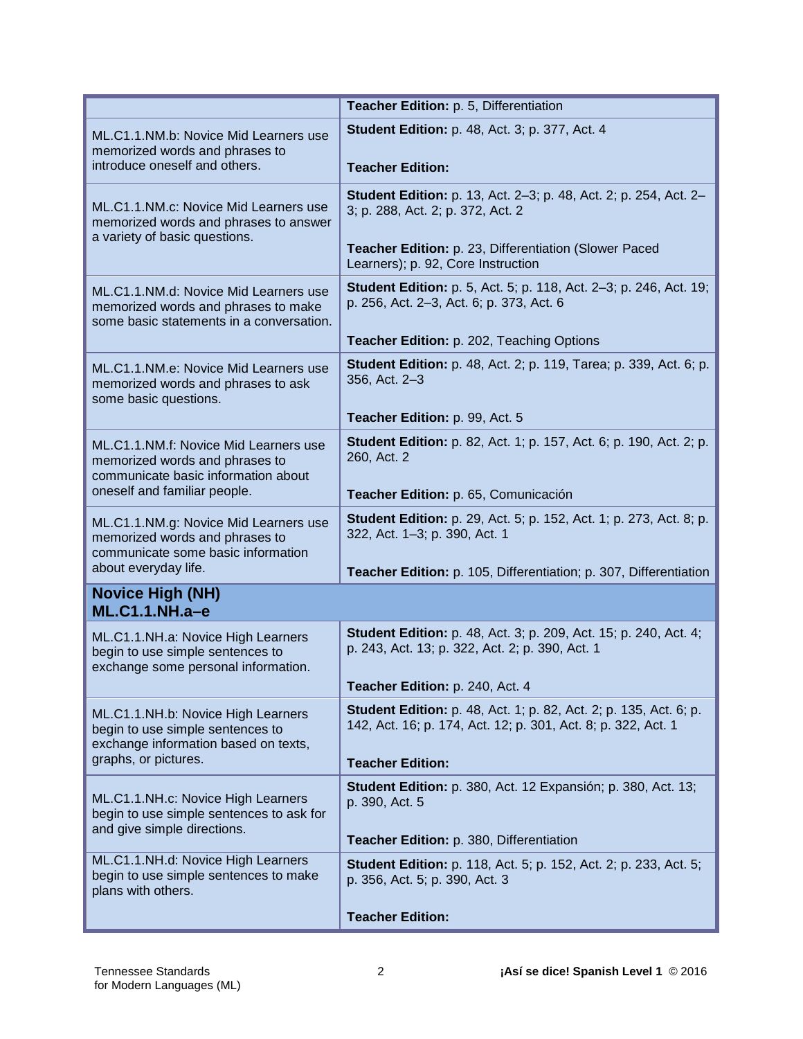| | |
|---|---|
| | **Teacher Edition:** p. 5, Differentiation |
| ML.C1.1.NM.b: Novice Mid Learners use memorized words and phrases to introduce oneself and others. | **Student Edition:** p. 48, Act. 3; p. 377, Act. 4<br><br>**Teacher Edition:** |
| ML.C1.1.NM.c: Novice Mid Learners use memorized words and phrases to answer a variety of basic questions. | **Student Edition:** p. 13, Act. 2–3; p. 48, Act. 2; p. 254, Act. 2–3; p. 288, Act. 2; p. 372, Act. 2<br><br>**Teacher Edition:** p. 23, Differentiation (Slower Paced Learners); p. 92, Core Instruction |
| ML.C1.1.NM.d: Novice Mid Learners use memorized words and phrases to make some basic statements in a conversation. | **Student Edition:** p. 5, Act. 5; p. 118, Act. 2–3; p. 246, Act. 19; p. 256, Act. 2–3, Act. 6; p. 373, Act. 6<br><br>**Teacher Edition:** p. 202, Teaching Options |
| ML.C1.1.NM.e: Novice Mid Learners use memorized words and phrases to ask some basic questions. | **Student Edition:** p. 48, Act. 2; p. 119, Tarea; p. 339, Act. 6; p. 356, Act. 2–3<br><br>**Teacher Edition:** p. 99, Act. 5 |
| ML.C1.1.NM.f: Novice Mid Learners use memorized words and phrases to communicate basic information about oneself and familiar people. | **Student Edition:** p. 82, Act. 1; p. 157, Act. 6; p. 190, Act. 2; p. 260, Act. 2<br><br>**Teacher Edition:** p. 65, Comunicación |
| ML.C1.1.NM.g: Novice Mid Learners use memorized words and phrases to communicate some basic information about everyday life. | **Student Edition:** p. 29, Act. 5; p. 152, Act. 1; p. 273, Act. 8; p. 322, Act. 1–3; p. 390, Act. 1<br><br>**Teacher Edition:** p. 105, Differentiation; p. 307, Differentiation |
| **Novice High (NH)**<br>**ML.C1.1.NH.a–e** | |
| ML.C1.1.NH.a: Novice High Learners begin to use simple sentences to exchange some personal information. | **Student Edition:** p. 48, Act. 3; p. 209, Act. 15; p. 240, Act. 4; p. 243, Act. 13; p. 322, Act. 2; p. 390, Act. 1<br><br>**Teacher Edition:** p. 240, Act. 4 |
| ML.C1.1.NH.b: Novice High Learners begin to use simple sentences to exchange information based on texts, graphs, or pictures. | **Student Edition:** p. 48, Act. 1; p. 82, Act. 2; p. 135, Act. 6; p. 142, Act. 16; p. 174, Act. 12; p. 301, Act. 8; p. 322, Act. 1<br><br>**Teacher Edition:** |
| ML.C1.1.NH.c: Novice High Learners begin to use simple sentences to ask for and give simple directions. | **Student Edition:** p. 380, Act. 12 Expansión; p. 380, Act. 13; p. 390, Act. 5<br><br>**Teacher Edition:** p. 380, Differentiation |
| ML.C1.1.NH.d: Novice High Learners begin to use simple sentences to make plans with others. | **Student Edition:** p. 118, Act. 5; p. 152, Act. 2; p. 233, Act. 5; p. 356, Act. 5; p. 390, Act. 3<br><br>**Teacher Edition:** |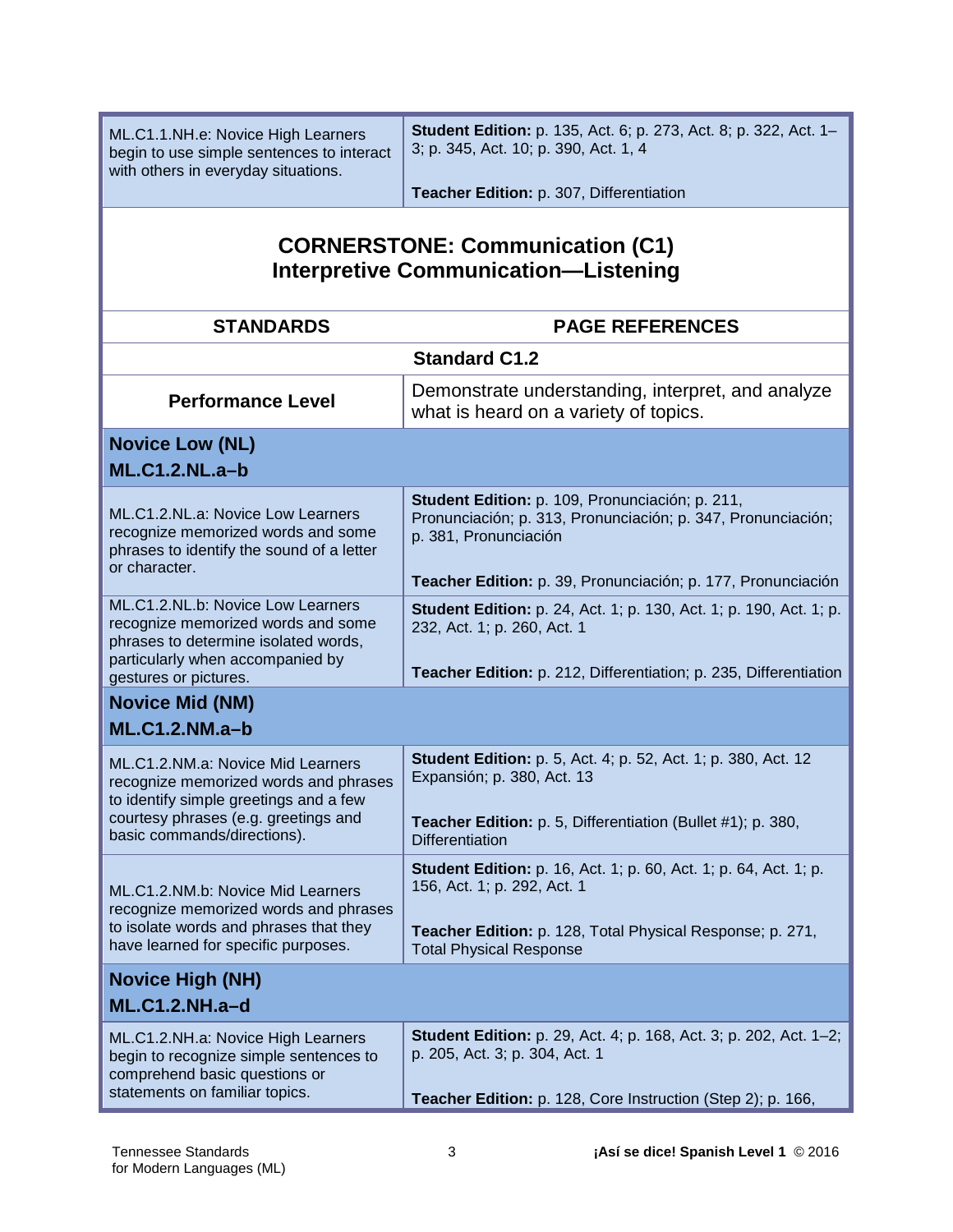| | |
|---|---|
| ML.C1.1.NH.e: Novice High Learners begin to use simple sentences to interact with others in everyday situations. | **Student Edition:** p. 135, Act. 6; p. 273, Act. 8; p. 322, Act. 1–3; p. 345, Act. 10; p. 390, Act. 1, 4<br><br>**Teacher Edition:** p. 307, Differentiation |

## CORNERSTONE: Communication (C1)
## Interpretive Communication—Listening

| STANDARDS | PAGE REFERENCES |
|---|---|
| **Standard C1.2** | |
| **Performance Level** | Demonstrate understanding, interpret, and analyze what is heard on a variety of topics. |
| **Novice Low (NL)**<br>**ML.C1.2.NL.a–b** | |
| ML.C1.2.NL.a: Novice Low Learners recognize memorized words and some phrases to identify the sound of a letter or character. | **Student Edition:** p. 109, Pronunciación; p. 211, Pronunciación; p. 313, Pronunciación; p. 347, Pronunciación; p. 381, Pronunciación<br><br>**Teacher Edition:** p. 39, Pronunciación; p. 177, Pronunciación |
| ML.C1.2.NL.b: Novice Low Learners recognize memorized words and some phrases to determine isolated words, particularly when accompanied by gestures or pictures. | **Student Edition:** p. 24, Act. 1; p. 130, Act. 1; p. 190, Act. 1; p. 232, Act. 1; p. 260, Act. 1<br><br>**Teacher Edition:** p. 212, Differentiation; p. 235, Differentiation |
| **Novice Mid (NM)**<br>**ML.C1.2.NM.a–b** | |
| ML.C1.2.NM.a: Novice Mid Learners recognize memorized words and phrases to identify simple greetings and a few courtesy phrases (e.g. greetings and basic commands/directions). | **Student Edition:** p. 5, Act. 4; p. 52, Act. 1; p. 380, Act. 12 Expansión; p. 380, Act. 13<br><br>**Teacher Edition:** p. 5, Differentiation (Bullet #1); p. 380, Differentiation |
| ML.C1.2.NM.b: Novice Mid Learners recognize memorized words and phrases to isolate words and phrases that they have learned for specific purposes. | **Student Edition:** p. 16, Act. 1; p. 60, Act. 1; p. 64, Act. 1; p. 156, Act. 1; p. 292, Act. 1<br><br>**Teacher Edition:** p. 128, Total Physical Response; p. 271, Total Physical Response |
| **Novice High (NH)**<br>**ML.C1.2.NH.a–d** | |
| ML.C1.2.NH.a: Novice High Learners begin to recognize simple sentences to comprehend basic questions or statements on familiar topics. | **Student Edition:** p. 29, Act. 4; p. 168, Act. 3; p. 202, Act. 1–2; p. 205, Act. 3; p. 304, Act. 1<br><br>**Teacher Edition:** p. 128, Core Instruction (Step 2); p. 166, |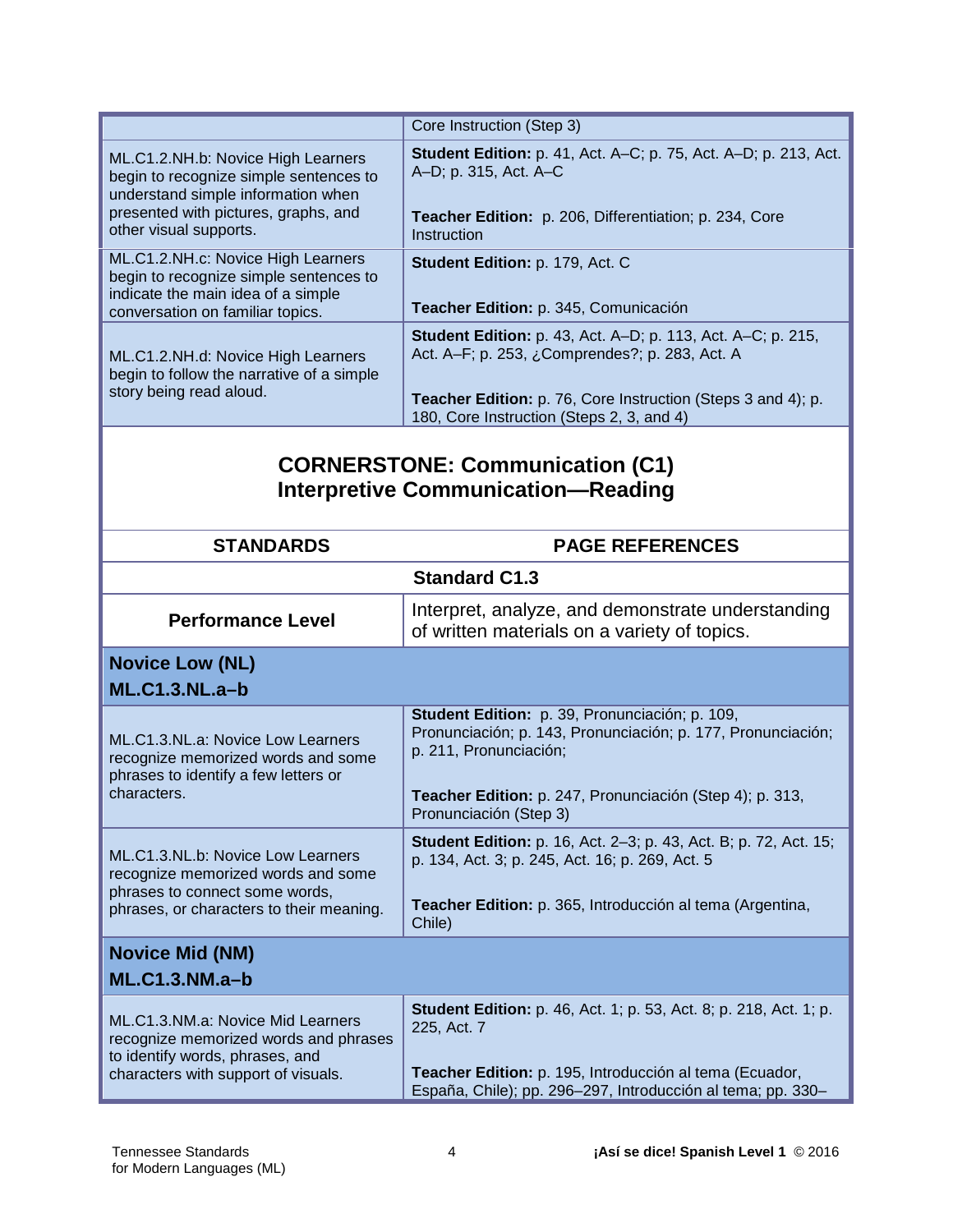| | |
|---|---|
| | Core Instruction (Step 3) |
| ML.C1.2.NH.b: Novice High Learners begin to recognize simple sentences to understand simple information when presented with pictures, graphs, and other visual supports. | **Student Edition:** p. 41, Act. A–C; p. 75, Act. A–D; p. 213, Act. A–D; p. 315, Act. A–C<br><br>**Teacher Edition:** p. 206, Differentiation; p. 234, Core Instruction |
| ML.C1.2.NH.c: Novice High Learners begin to recognize simple sentences to indicate the main idea of a simple conversation on familiar topics. | **Student Edition:** p. 179, Act. C<br><br>**Teacher Edition:** p. 345, Comunicación |
| ML.C1.2.NH.d: Novice High Learners begin to follow the narrative of a simple story being read aloud. | **Student Edition:** p. 43, Act. A–D; p. 113, Act. A–C; p. 215, Act. A–F; p. 253, ¿Comprendes?; p. 283, Act. A<br><br>**Teacher Edition:** p. 76, Core Instruction (Steps 3 and 4); p. 180, Core Instruction (Steps 2, 3, and 4) |

## CORNERSTONE: Communication (C1)
## Interpretive Communication—Reading

| STANDARDS | PAGE REFERENCES |
|---|---|
| **Standard C1.3** | |
| **Performance Level** | Interpret, analyze, and demonstrate understanding of written materials on a variety of topics. |
| **Novice Low (NL)**<br>**ML.C1.3.NL.a–b** | |
| ML.C1.3.NL.a: Novice Low Learners recognize memorized words and some phrases to identify a few letters or characters. | **Student Edition:** p. 39, Pronunciación; p. 109, Pronunciación; p. 143, Pronunciación; p. 177, Pronunciación; p. 211, Pronunciación;<br><br>**Teacher Edition:** p. 247, Pronunciación (Step 4); p. 313, Pronunciación (Step 3) |
| ML.C1.3.NL.b: Novice Low Learners recognize memorized words and some phrases to connect some words, phrases, or characters to their meaning. | **Student Edition:** p. 16, Act. 2–3; p. 43, Act. B; p. 72, Act. 15; p. 134, Act. 3; p. 245, Act. 16; p. 269, Act. 5<br><br>**Teacher Edition:** p. 365, Introducción al tema (Argentina, Chile) |
| **Novice Mid (NM)**<br>**ML.C1.3.NM.a–b** | |
| ML.C1.3.NM.a: Novice Mid Learners recognize memorized words and phrases to identify words, phrases, and characters with support of visuals. | **Student Edition:** p. 46, Act. 1; p. 53, Act. 8; p. 218, Act. 1; p. 225, Act. 7<br><br>**Teacher Edition:** p. 195, Introducción al tema (Ecuador, España, Chile); pp. 296–297, Introducción al tema; pp. 330– |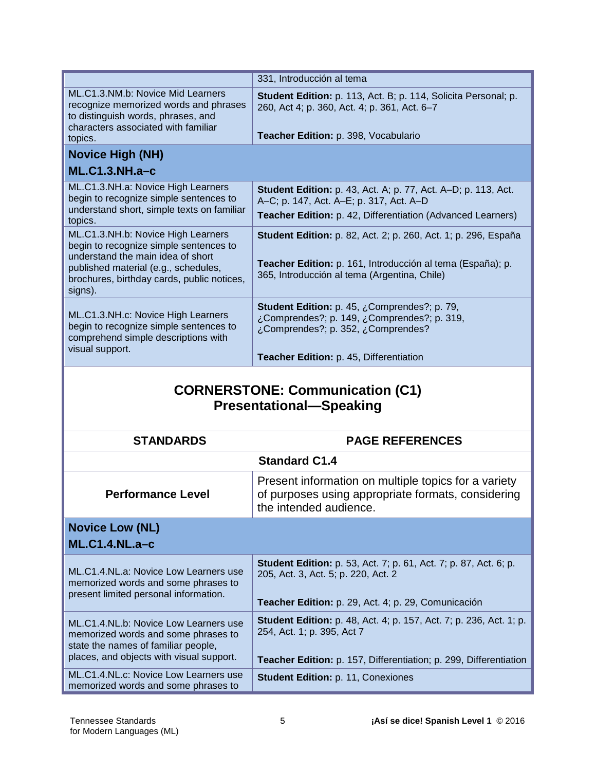| | |
|---|---|
| | 331, Introducción al tema |
| ML.C1.3.NM.b: Novice Mid Learners recognize memorized words and phrases to distinguish words, phrases, and characters associated with familiar topics. | **Student Edition:** p. 113, Act. B; p. 114, Solicita Personal; p. 260, Act 4; p. 360, Act. 4; p. 361, Act. 6–7<br><br>**Teacher Edition:** p. 398, Vocabulario |
| **Novice High (NH)**<br>**ML.C1.3.NH.a–c** | |
| ML.C1.3.NH.a: Novice High Learners begin to recognize simple sentences to understand short, simple texts on familiar topics. | **Student Edition:** p. 43, Act. A; p. 77, Act. A–D; p. 113, Act. A–C; p. 147, Act. A–E; p. 317, Act. A–D<br>**Teacher Edition:** p. 42, Differentiation (Advanced Learners) |
| ML.C1.3.NH.b: Novice High Learners begin to recognize simple sentences to understand the main idea of short published material (e.g., schedules, brochures, birthday cards, public notices, signs). | **Student Edition:** p. 82, Act. 2; p. 260, Act. 1; p. 296, España<br><br>**Teacher Edition:** p. 161, Introducción al tema (España); p. 365, Introducción al tema (Argentina, Chile) |
| ML.C1.3.NH.c: Novice High Learners begin to recognize simple sentences to comprehend simple descriptions with visual support. | **Student Edition:** p. 45, ¿Comprendes?; p. 79, ¿Comprendes?; p. 149, ¿Comprendes?; p. 319, ¿Comprendes?; p. 352, ¿Comprendes?<br><br>**Teacher Edition:** p. 45, Differentiation |

## CORNERSTONE: Communication (C1) Presentational—Speaking

| STANDARDS | PAGE REFERENCES |
|---|---|
| **Standard C1.4** | |
| **Performance Level** | Present information on multiple topics for a variety of purposes using appropriate formats, considering the intended audience. |
| **Novice Low (NL)**<br>**ML.C1.4.NL.a–c** | |
| ML.C1.4.NL.a: Novice Low Learners use memorized words and some phrases to present limited personal information. | **Student Edition:** p. 53, Act. 7; p. 61, Act. 7; p. 87, Act. 6; p. 205, Act. 3, Act. 5; p. 220, Act. 2<br><br>**Teacher Edition:** p. 29, Act. 4; p. 29, Comunicación |
| ML.C1.4.NL.b: Novice Low Learners use memorized words and some phrases to state the names of familiar people, places, and objects with visual support. | **Student Edition:** p. 48, Act. 4; p. 157, Act. 7; p. 236, Act. 1; p. 254, Act. 1; p. 395, Act 7<br><br>**Teacher Edition:** p. 157, Differentiation; p. 299, Differentiation |
| ML.C1.4.NL.c: Novice Low Learners use memorized words and some phrases to | **Student Edition:** p. 11, Conexiones |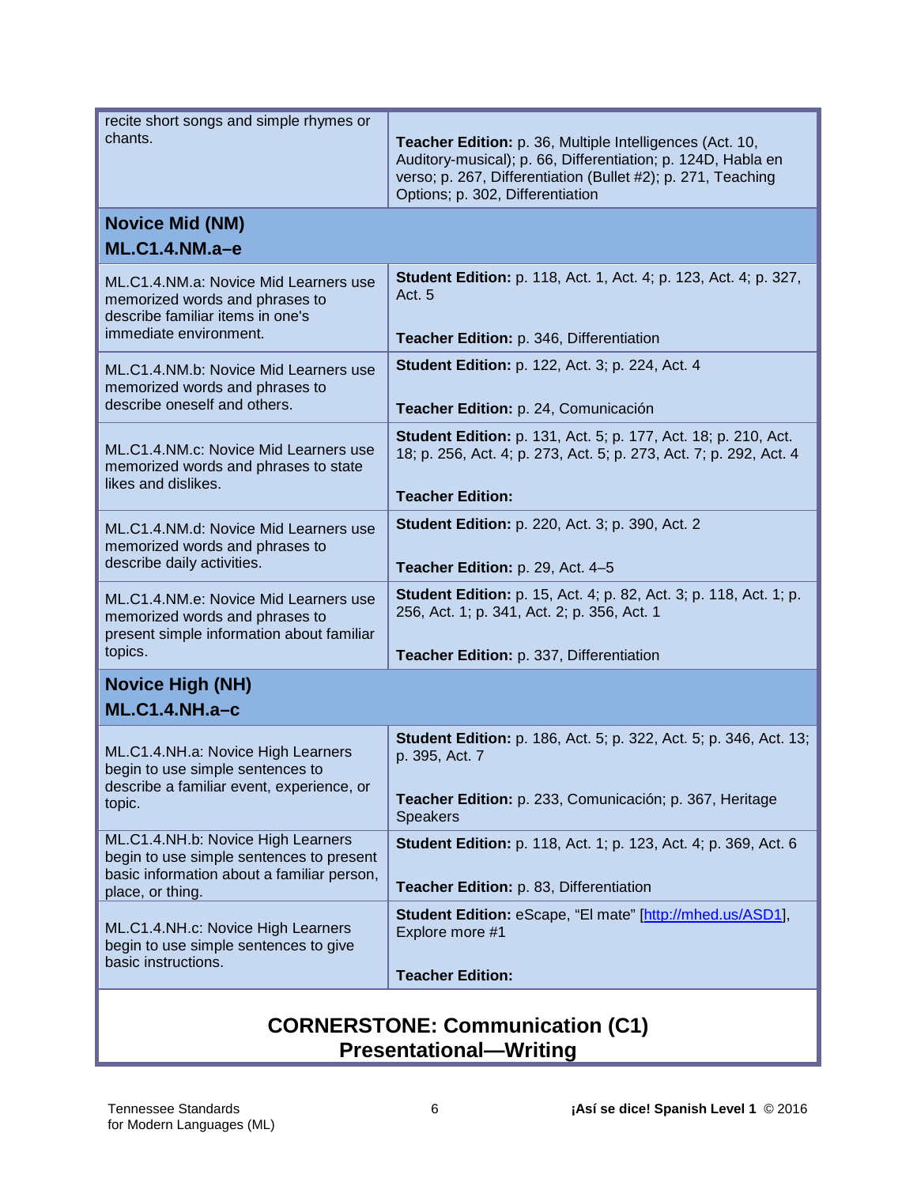| | |
|---|---|
| recite short songs and simple rhymes or chants. | **Teacher Edition:** p. 36, Multiple Intelligences (Act. 10, Auditory-musical); p. 66, Differentiation; p. 124D, Habla en verso; p. 267, Differentiation (Bullet #2); p. 271, Teaching Options; p. 302, Differentiation |
| **Novice Mid (NM)**<br>**ML.C1.4.NM.a–e** | |
| ML.C1.4.NM.a: Novice Mid Learners use memorized words and phrases to describe familiar items in one's immediate environment. | **Student Edition:** p. 118, Act. 1, Act. 4; p. 123, Act. 4; p. 327, Act. 5<br><br>**Teacher Edition:** p. 346, Differentiation |
| ML.C1.4.NM.b: Novice Mid Learners use memorized words and phrases to describe oneself and others. | **Student Edition:** p. 122, Act. 3; p. 224, Act. 4<br><br>**Teacher Edition:** p. 24, Comunicación |
| ML.C1.4.NM.c: Novice Mid Learners use memorized words and phrases to state likes and dislikes. | **Student Edition:** p. 131, Act. 5; p. 177, Act. 18; p. 210, Act. 18; p. 256, Act. 4; p. 273, Act. 5; p. 273, Act. 7; p. 292, Act. 4<br><br>**Teacher Edition:** |
| ML.C1.4.NM.d: Novice Mid Learners use memorized words and phrases to describe daily activities. | **Student Edition:** p. 220, Act. 3; p. 390, Act. 2<br><br>**Teacher Edition:** p. 29, Act. 4–5 |
| ML.C1.4.NM.e: Novice Mid Learners use memorized words and phrases to present simple information about familiar topics. | **Student Edition:** p. 15, Act. 4; p. 82, Act. 3; p. 118, Act. 1; p. 256, Act. 1; p. 341, Act. 2; p. 356, Act. 1<br><br>**Teacher Edition:** p. 337, Differentiation |
| **Novice High (NH)**<br>**ML.C1.4.NH.a–c** | |
| ML.C1.4.NH.a: Novice High Learners begin to use simple sentences to describe a familiar event, experience, or topic. | **Student Edition:** p. 186, Act. 5; p. 322, Act. 5; p. 346, Act. 13; p. 395, Act. 7<br><br>**Teacher Edition:** p. 233, Comunicación; p. 367, Heritage Speakers |
| ML.C1.4.NH.b: Novice High Learners begin to use simple sentences to present basic information about a familiar person, place, or thing. | **Student Edition:** p. 118, Act. 1; p. 123, Act. 4; p. 369, Act. 6<br><br>**Teacher Edition:** p. 83, Differentiation |
| ML.C1.4.NH.c: Novice High Learners begin to use simple sentences to give basic instructions. | **Student Edition:** eScape, "El mate" [http://mhed.us/ASD1], Explore more #1<br><br>**Teacher Edition:** |

## CORNERSTONE: Communication (C1)
## Presentational—Writing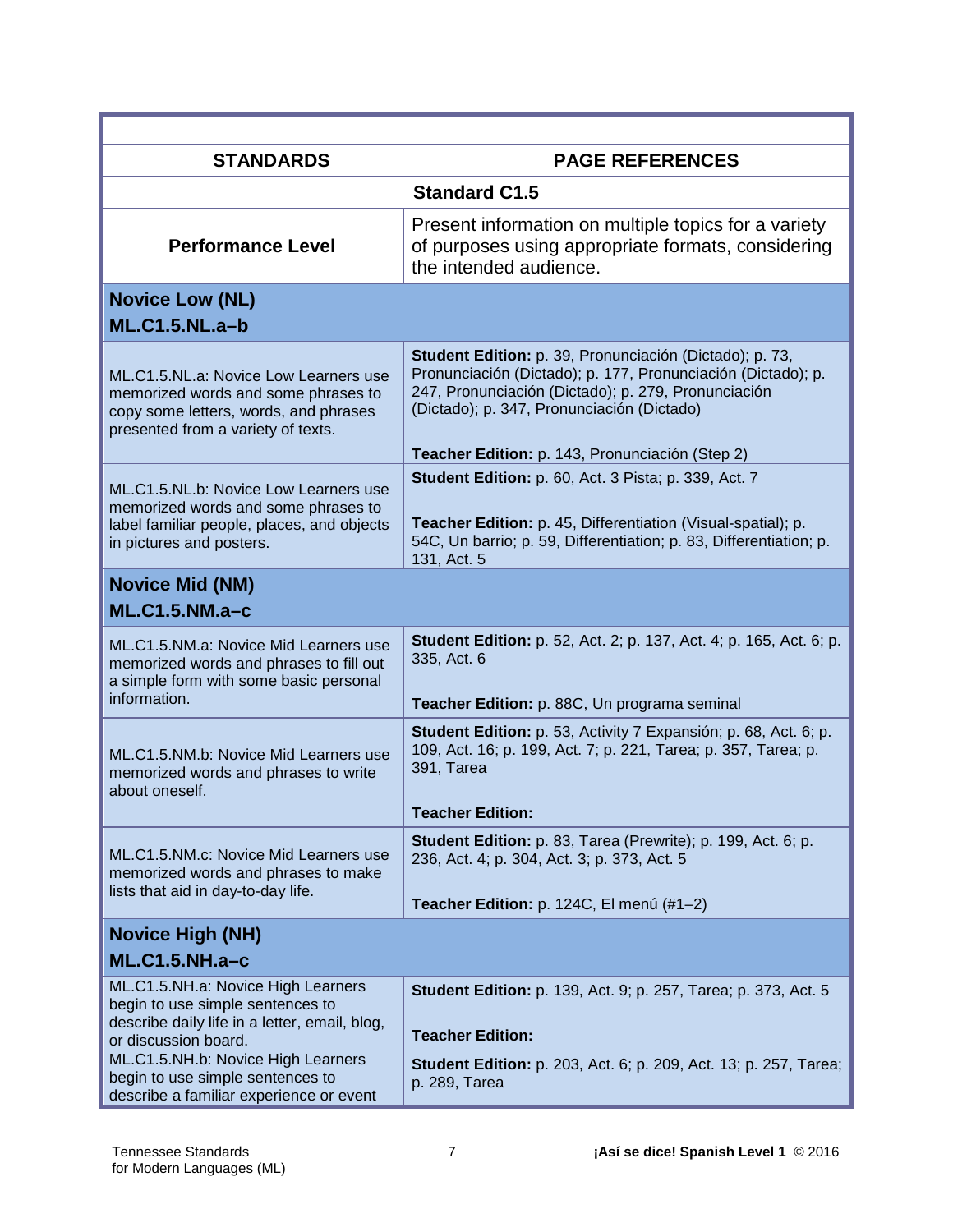| STANDARDS | PAGE REFERENCES |
|---|---|
| | **Standard C1.5** |
| **Performance Level** | Present information on multiple topics for a variety of purposes using appropriate formats, considering the intended audience. |
| **Novice Low (NL)** **ML.C1.5.NL.a–b** | |
| ML.C1.5.NL.a: Novice Low Learners use memorized words and some phrases to copy some letters, words, and phrases presented from a variety of texts. | **Student Edition:** p. 39, Pronunciación (Dictado); p. 73, Pronunciación (Dictado); p. 177, Pronunciación (Dictado); p. 247, Pronunciación (Dictado); p. 279, Pronunciación (Dictado); p. 347, Pronunciación (Dictado)<br><br>**Teacher Edition:** p. 143, Pronunciación (Step 2) |
| ML.C1.5.NL.b: Novice Low Learners use memorized words and some phrases to label familiar people, places, and objects in pictures and posters. | **Student Edition:** p. 60, Act. 3 Pista; p. 339, Act. 7<br><br>**Teacher Edition:** p. 45, Differentiation (Visual-spatial); p. 54C, Un barrio; p. 59, Differentiation; p. 83, Differentiation; p. 131, Act. 5 |
| **Novice Mid (NM)** **ML.C1.5.NM.a–c** | |
| ML.C1.5.NM.a: Novice Mid Learners use memorized words and phrases to fill out a simple form with some basic personal information. | **Student Edition:** p. 52, Act. 2; p. 137, Act. 4; p. 165, Act. 6; p. 335, Act. 6<br><br>**Teacher Edition:** p. 88C, Un programa seminal |
| ML.C1.5.NM.b: Novice Mid Learners use memorized words and phrases to write about oneself. | **Student Edition:** p. 53, Activity 7 Expansión; p. 68, Act. 6; p. 109, Act. 16; p. 199, Act. 7; p. 221, Tarea; p. 357, Tarea; p. 391, Tarea<br><br>**Teacher Edition:** |
| ML.C1.5.NM.c: Novice Mid Learners use memorized words and phrases to make lists that aid in day-to-day life. | **Student Edition:** p. 83, Tarea (Prewrite); p. 199, Act. 6; p. 236, Act. 4; p. 304, Act. 3; p. 373, Act. 5<br><br>**Teacher Edition:** p. 124C, El menú (#1–2) |
| **Novice High (NH)** **ML.C1.5.NH.a–c** | |
| ML.C1.5.NH.a: Novice High Learners begin to use simple sentences to describe daily life in a letter, email, blog, or discussion board. | **Student Edition:** p. 139, Act. 9; p. 257, Tarea; p. 373, Act. 5<br><br>**Teacher Edition:** |
| ML.C1.5.NH.b: Novice High Learners begin to use simple sentences to describe a familiar experience or event | **Student Edition:** p. 203, Act. 6; p. 209, Act. 13; p. 257, Tarea; p. 289, Tarea |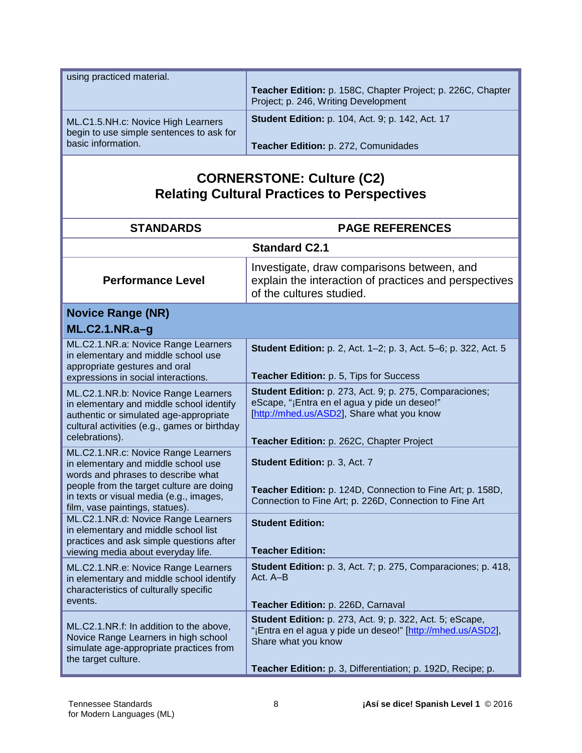| | |
|---|---|
| using practiced material. | **Teacher Edition:** p. 158C, Chapter Project; p. 226C, Chapter Project; p. 246, Writing Development |
| ML.C1.5.NH.c: Novice High Learners begin to use simple sentences to ask for basic information. | **Student Edition:** p. 104, Act. 9; p. 142, Act. 17<br><br>**Teacher Edition:** p. 272, Comunidades |

## CORNERSTONE: Culture (C2)
## Relating Cultural Practices to Perspectives

| STANDARDS | PAGE REFERENCES |
|---|---|
| **Standard C2.1** | |
| **Performance Level** | Investigate, draw comparisons between, and explain the interaction of practices and perspectives of the cultures studied. |
| **Novice Range (NR)**<br>**ML.C2.1.NR.a–g** | |
| ML.C2.1.NR.a: Novice Range Learners in elementary and middle school use appropriate gestures and oral expressions in social interactions. | **Student Edition:** p. 2, Act. 1–2; p. 3, Act. 5–6; p. 322, Act. 5<br><br>**Teacher Edition:** p. 5, Tips for Success |
| ML.C2.1.NR.b: Novice Range Learners in elementary and middle school identify authentic or simulated age-appropriate cultural activities (e.g., games or birthday celebrations). | **Student Edition:** p. 273, Act. 9; p. 275, Comparaciones; eScape, "¡Entra en el agua y pide un deseo!" [http://mhed.us/ASD2], Share what you know<br><br>**Teacher Edition:** p. 262C, Chapter Project |
| ML.C2.1.NR.c: Novice Range Learners in elementary and middle school use words and phrases to describe what people from the target culture are doing in texts or visual media (e.g., images, film, vase paintings, statues). | **Student Edition:** p. 3, Act. 7<br><br>**Teacher Edition:** p. 124D, Connection to Fine Art; p. 158D, Connection to Fine Art; p. 226D, Connection to Fine Art |
| ML.C2.1.NR.d: Novice Range Learners in elementary and middle school list practices and ask simple questions after viewing media about everyday life. | **Student Edition:**<br><br>**Teacher Edition:** |
| ML.C2.1.NR.e: Novice Range Learners in elementary and middle school identify characteristics of culturally specific events. | **Student Edition:** p. 3, Act. 7; p. 275, Comparaciones; p. 418, Act. A–B<br><br>**Teacher Edition:** p. 226D, Carnaval |
| ML.C2.1.NR.f: In addition to the above, Novice Range Learners in high school simulate age-appropriate practices from the target culture. | **Student Edition:** p. 273, Act. 9; p. 322, Act. 5; eScape, "¡Entra en el agua y pide un deseo!" [http://mhed.us/ASD2], Share what you know<br><br>**Teacher Edition:** p. 3, Differentiation; p. 192D, Recipe; p. |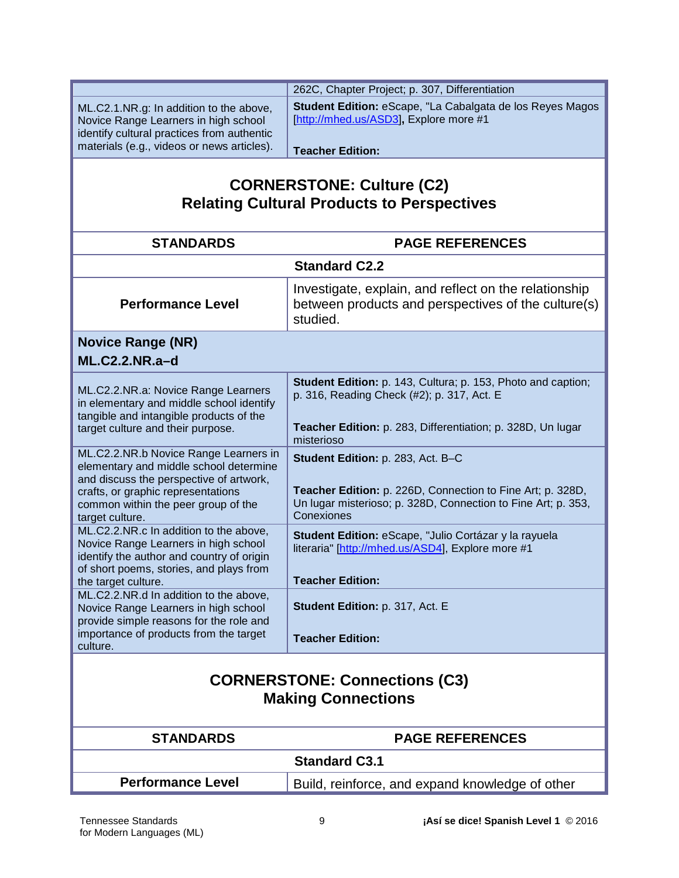| | |
|---|---|
| | 262C, Chapter Project; p. 307, Differentiation |
| ML.C2.1.NR.g: In addition to the above, Novice Range Learners in high school identify cultural practices from authentic materials (e.g., videos or news articles). | **Student Edition:** eScape, "La Cabalgata de los Reyes Magos [http://mhed.us/ASD3], Explore more #1<br><br>**Teacher Edition:** |

## CORNERSTONE: Culture (C2)
## Relating Cultural Products to Perspectives

| STANDARDS | PAGE REFERENCES |
|---|---|
| **Standard C2.2** | |
| **Performance Level** | Investigate, explain, and reflect on the relationship between products and perspectives of the culture(s) studied. |
| **Novice Range (NR)**<br>**ML.C2.2.NR.a–d** | |
| ML.C2.2.NR.a: Novice Range Learners in elementary and middle school identify tangible and intangible products of the target culture and their purpose. | **Student Edition:** p. 143, Cultura; p. 153, Photo and caption; p. 316, Reading Check (#2); p. 317, Act. E<br><br>**Teacher Edition:** p. 283, Differentiation; p. 328D, Un lugar misterioso |
| ML.C2.2.NR.b Novice Range Learners in elementary and middle school determine and discuss the perspective of artwork, crafts, or graphic representations common within the peer group of the target culture. | **Student Edition:** p. 283, Act. B–C<br><br>**Teacher Edition:** p. 226D, Connection to Fine Art; p. 328D, Un lugar misterioso; p. 328D, Connection to Fine Art; p. 353, Conexiones |
| ML.C2.2.NR.c In addition to the above, Novice Range Learners in high school identify the author and country of origin of short poems, stories, and plays from the target culture. | **Student Edition:** eScape, "Julio Cortázar y la rayuela literaria" [http://mhed.us/ASD4], Explore more #1<br><br>**Teacher Edition:** |
| ML.C2.2.NR.d In addition to the above, Novice Range Learners in high school provide simple reasons for the role and importance of products from the target culture. | **Student Edition:** p. 317, Act. E<br><br>**Teacher Edition:** |

## CORNERSTONE: Connections (C3)
## Making Connections

| STANDARDS | PAGE REFERENCES |
|---|---|
| **Standard C3.1** | |
| **Performance Level** | Build, reinforce, and expand knowledge of other |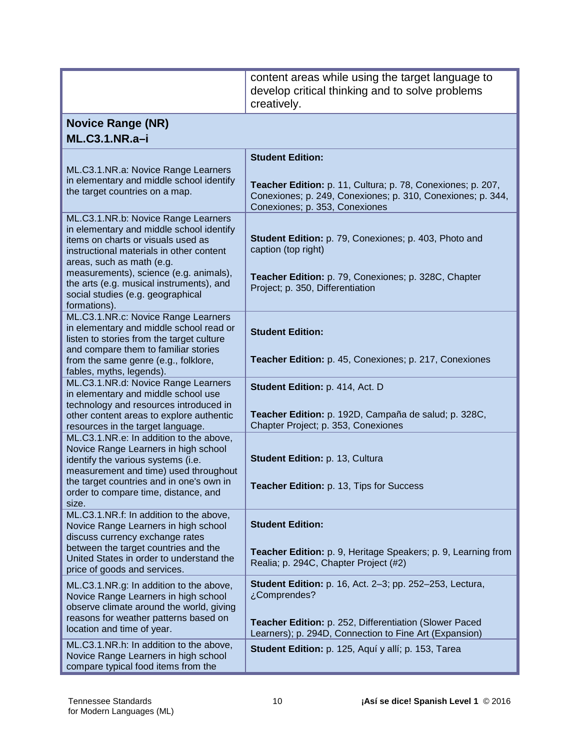| | |
|---|---|
| | content areas while using the target language to develop critical thinking and to solve problems creatively. |
| **Novice Range (NR)**<br>**ML.C3.1.NR.a–i** | |
| ML.C3.1.NR.a: Novice Range Learners in elementary and middle school identify the target countries on a map. | **Student Edition:**<br><br>**Teacher Edition:** p. 11, Cultura; p. 78, Conexiones; p. 207, Conexiones; p. 249, Conexiones; p. 310, Conexiones; p. 344, Conexiones; p. 353, Conexiones |
| ML.C3.1.NR.b: Novice Range Learners in elementary and middle school identify items on charts or visuals used as instructional materials in other content areas, such as math (e.g. measurements), science (e.g. animals), the arts (e.g. musical instruments), and social studies (e.g. geographical formations). | **Student Edition:** p. 79, Conexiones; p. 403, Photo and caption (top right)<br><br>**Teacher Edition:** p. 79, Conexiones; p. 328C, Chapter Project; p. 350, Differentiation |
| ML.C3.1.NR.c: Novice Range Learners in elementary and middle school read or listen to stories from the target culture and compare them to familiar stories from the same genre (e.g., folklore, fables, myths, legends). | **Student Edition:**<br><br>**Teacher Edition:** p. 45, Conexiones; p. 217, Conexiones |
| ML.C3.1.NR.d: Novice Range Learners in elementary and middle school use technology and resources introduced in other content areas to explore authentic resources in the target language. | **Student Edition:** p. 414, Act. D<br><br>**Teacher Edition:** p. 192D, Campaña de salud; p. 328C, Chapter Project; p. 353, Conexiones |
| ML.C3.1.NR.e: In addition to the above, Novice Range Learners in high school identify the various systems (i.e. measurement and time) used throughout the target countries and in one's own in order to compare time, distance, and size. | **Student Edition:** p. 13, Cultura<br><br>**Teacher Edition:** p. 13, Tips for Success |
| ML.C3.1.NR.f: In addition to the above, Novice Range Learners in high school discuss currency exchange rates between the target countries and the United States in order to understand the price of goods and services. | **Student Edition:**<br><br>**Teacher Edition:** p. 9, Heritage Speakers; p. 9, Learning from Realia; p. 294C, Chapter Project (#2) |
| ML.C3.1.NR.g: In addition to the above, Novice Range Learners in high school observe climate around the world, giving reasons for weather patterns based on location and time of year. | **Student Edition:** p. 16, Act. 2–3; pp. 252–253, Lectura, ¿Comprendes?<br><br>**Teacher Edition:** p. 252, Differentiation (Slower Paced Learners); p. 294D, Connection to Fine Art (Expansion) |
| ML.C3.1.NR.h: In addition to the above, Novice Range Learners in high school compare typical food items from the | **Student Edition:** p. 125, Aquí y allí; p. 153, Tarea |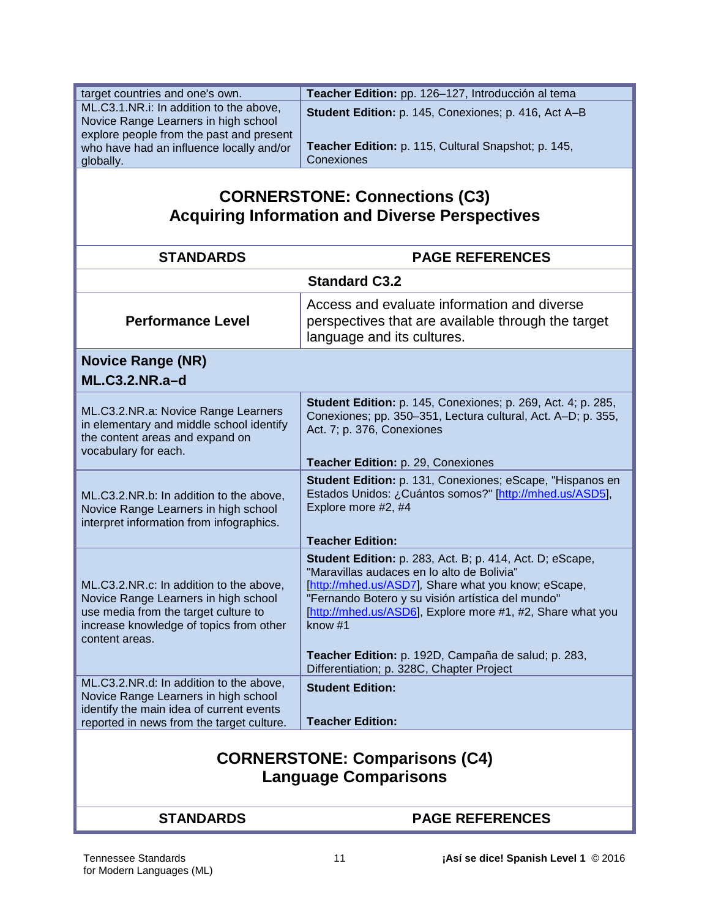| | |
|---|---|
| target countries and one's own. | **Teacher Edition:** pp. 126–127, Introducción al tema |
| ML.C3.1.NR.i: In addition to the above, Novice Range Learners in high school explore people from the past and present who have had an influence locally and/or globally. | **Student Edition:** p. 145, Conexiones; p. 416, Act A–B<br><br>**Teacher Edition:** p. 115, Cultural Snapshot; p. 145, Conexiones |

## CORNERSTONE: Connections (C3)
## Acquiring Information and Diverse Perspectives

| STANDARDS | PAGE REFERENCES |
|---|---|
| **Standard C3.2** | |
| **Performance Level** | Access and evaluate information and diverse perspectives that are available through the target language and its cultures. |
| **Novice Range (NR)**<br>**ML.C3.2.NR.a–d** | |
| ML.C3.2.NR.a: Novice Range Learners in elementary and middle school identify the content areas and expand on vocabulary for each. | **Student Edition:** p. 145, Conexiones; p. 269, Act. 4; p. 285, Conexiones; pp. 350–351, Lectura cultural, Act. A–D; p. 355, Act. 7; p. 376, Conexiones<br><br>**Teacher Edition:** p. 29, Conexiones |
| ML.C3.2.NR.b: In addition to the above, Novice Range Learners in high school interpret information from infographics. | **Student Edition:** p. 131, Conexiones; eScape, "Hispanos en Estados Unidos: ¿Cuántos somos?" [http://mhed.us/ASD5], Explore more #2, #4<br><br>**Teacher Edition:** |
| ML.C3.2.NR.c: In addition to the above, Novice Range Learners in high school use media from the target culture to increase knowledge of topics from other content areas. | **Student Edition:** p. 283, Act. B; p. 414, Act. D; eScape, "Maravillas audaces en lo alto de Bolivia" [http://mhed.us/ASD7], Share what you know; eScape, "Fernando Botero y su visión artística del mundo" [http://mhed.us/ASD6], Explore more #1, #2, Share what you know #1<br><br>**Teacher Edition:** p. 192D, Campaña de salud; p. 283, Differentiation; p. 328C, Chapter Project |
| ML.C3.2.NR.d: In addition to the above, Novice Range Learners in high school identify the main idea of current events reported in news from the target culture. | **Student Edition:**<br><br>**Teacher Edition:** |

## CORNERSTONE: Comparisons (C4)
## Language Comparisons

| STANDARDS | PAGE REFERENCES |
|---|---|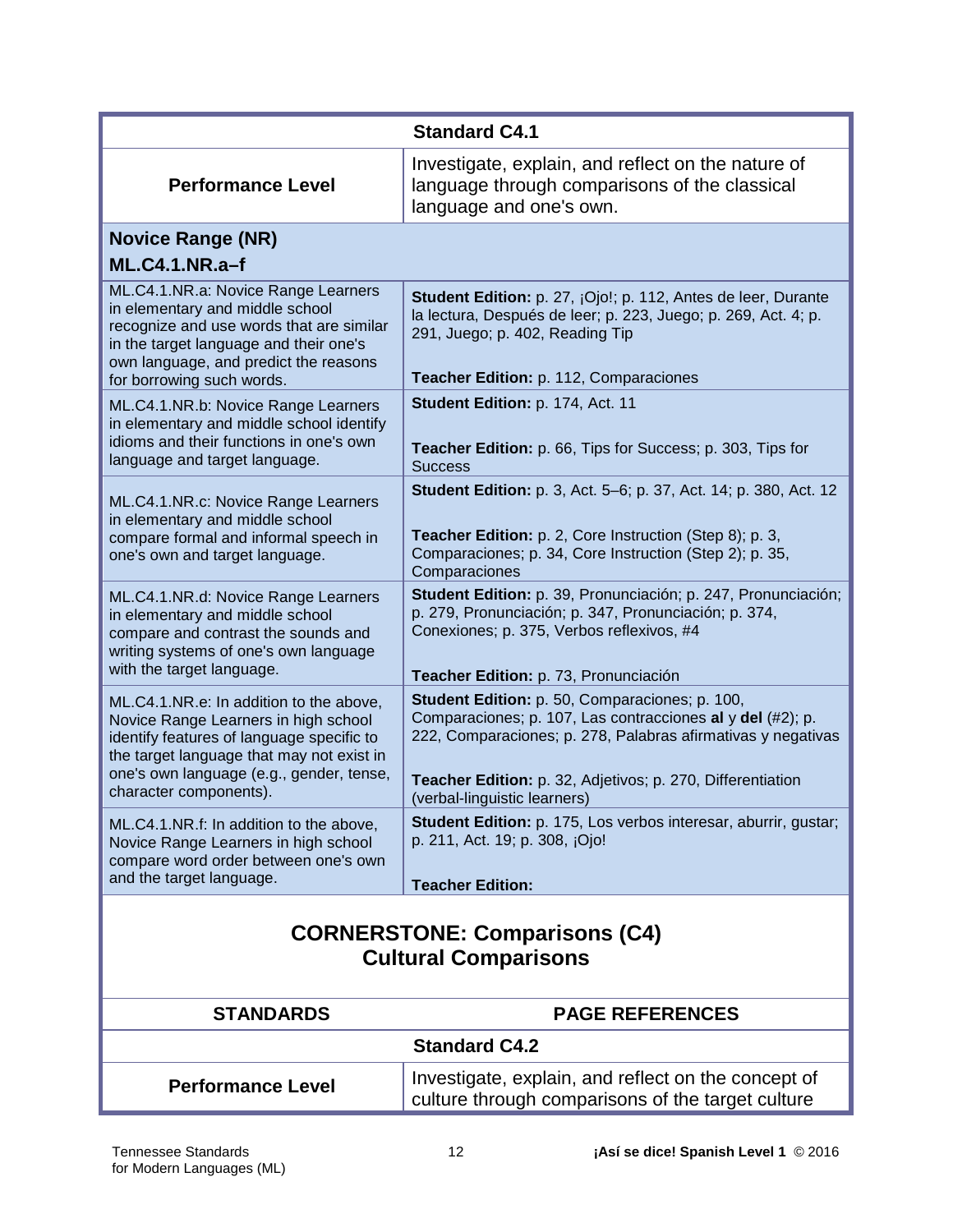| Standard C4.1 | |
|---|---|
| **Performance Level** | Investigate, explain, and reflect on the nature of language through comparisons of the classical language and one's own. |
| **Novice Range (NR)** **ML.C4.1.NR.a–f** | |
| ML.C4.1.NR.a: Novice Range Learners in elementary and middle school recognize and use words that are similar in the target language and their one's own language, and predict the reasons for borrowing such words. | **Student Edition:** p. 27, ¡Ojo!; p. 112, Antes de leer, Durante la lectura, Después de leer; p. 223, Juego; p. 269, Act. 4; p. 291, Juego; p. 402, Reading Tip<br><br>**Teacher Edition:** p. 112, Comparaciones |
| ML.C4.1.NR.b: Novice Range Learners in elementary and middle school identify idioms and their functions in one's own language and target language. | **Student Edition:** p. 174, Act. 11<br><br>**Teacher Edition:** p. 66, Tips for Success; p. 303, Tips for Success |
| ML.C4.1.NR.c: Novice Range Learners in elementary and middle school compare formal and informal speech in one's own and target language. | **Student Edition:** p. 3, Act. 5–6; p. 37, Act. 14; p. 380, Act. 12<br><br>**Teacher Edition:** p. 2, Core Instruction (Step 8); p. 3, Comparaciones; p. 34, Core Instruction (Step 2); p. 35, Comparaciones |
| ML.C4.1.NR.d: Novice Range Learners in elementary and middle school compare and contrast the sounds and writing systems of one's own language with the target language. | **Student Edition:** p. 39, Pronunciación; p. 247, Pronunciación; p. 279, Pronunciación; p. 347, Pronunciación; p. 374, Conexiones; p. 375, Verbos reflexivos, #4<br><br>**Teacher Edition:** p. 73, Pronunciación |
| ML.C4.1.NR.e: In addition to the above, Novice Range Learners in high school identify features of language specific to the target language that may not exist in one's own language (e.g., gender, tense, character components). | **Student Edition:** p. 50, Comparaciones; p. 100, Comparaciones; p. 107, Las contracciones **al** y **del** (#2); p. 222, Comparaciones; p. 278, Palabras afirmativas y negativas<br><br>**Teacher Edition:** p. 32, Adjetivos; p. 270, Differentiation (verbal-linguistic learners) |
| ML.C4.1.NR.f: In addition to the above, Novice Range Learners in high school compare word order between one's own and the target language. | **Student Edition:** p. 175, Los verbos interesar, aburrir, gustar; p. 211, Act. 19; p. 308, ¡Ojo!<br><br>**Teacher Edition:** |

## CORNERSTONE: Comparisons (C4)
## Cultural Comparisons

| STANDARDS | PAGE REFERENCES |
|---|---|
| **Standard C4.2** | |
| **Performance Level** | Investigate, explain, and reflect on the concept of culture through comparisons of the target culture |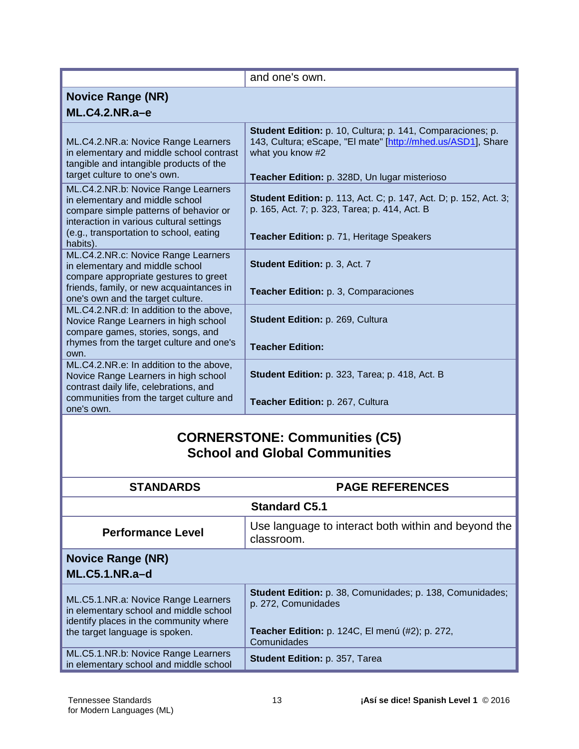| | and one's own. |
|---|---|
| **Novice Range (NR)** **ML.C4.2.NR.a–e** | |
| ML.C4.2.NR.a: Novice Range Learners in elementary and middle school contrast tangible and intangible products of the target culture to one's own. | **Student Edition:** p. 10, Cultura; p. 141, Comparaciones; p. 143, Cultura; eScape, "El mate" [http://mhed.us/ASD1], Share what you know #2<br><br>**Teacher Edition:** p. 328D, Un lugar misterioso |
| ML.C4.2.NR.b: Novice Range Learners in elementary and middle school compare simple patterns of behavior or interaction in various cultural settings (e.g., transportation to school, eating habits). | **Student Edition:** p. 113, Act. C; p. 147, Act. D; p. 152, Act. 3; p. 165, Act. 7; p. 323, Tarea; p. 414, Act. B<br><br>**Teacher Edition:** p. 71, Heritage Speakers |
| ML.C4.2.NR.c: Novice Range Learners in elementary and middle school compare appropriate gestures to greet friends, family, or new acquaintances in one's own and the target culture. | **Student Edition:** p. 3, Act. 7<br><br>**Teacher Edition:** p. 3, Comparaciones |
| ML.C4.2.NR.d: In addition to the above, Novice Range Learners in high school compare games, stories, songs, and rhymes from the target culture and one's own. | **Student Edition:** p. 269, Cultura<br><br>**Teacher Edition:** |
| ML.C4.2.NR.e: In addition to the above, Novice Range Learners in high school contrast daily life, celebrations, and communities from the target culture and one's own. | **Student Edition:** p. 323, Tarea; p. 418, Act. B<br><br>**Teacher Edition:** p. 267, Cultura |

## CORNERSTONE: Communities (C5)
## School and Global Communities

| STANDARDS | PAGE REFERENCES |
|---|---|
| **Standard C5.1** | |
| **Performance Level** | Use language to interact both within and beyond the classroom. |
| **Novice Range (NR)** **ML.C5.1.NR.a–d** | |
| ML.C5.1.NR.a: Novice Range Learners in elementary school and middle school identify places in the community where the target language is spoken. | **Student Edition:** p. 38, Comunidades; p. 138, Comunidades; p. 272, Comunidades<br><br>**Teacher Edition:** p. 124C, El menú (#2); p. 272, Comunidades |
| ML.C5.1.NR.b: Novice Range Learners in elementary school and middle school | **Student Edition:** p. 357, Tarea |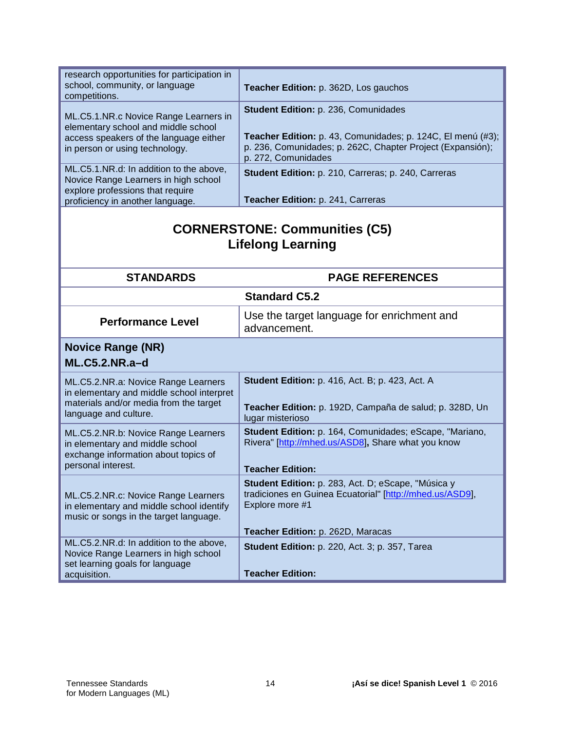| | |
|---|---|
| research opportunities for participation in school, community, or language competitions. | **Teacher Edition:** p. 362D, Los gauchos |
| ML.C5.1.NR.c Novice Range Learners in elementary school and middle school access speakers of the language either in person or using technology. | **Student Edition:** p. 236, Comunidades<br><br>**Teacher Edition:** p. 43, Comunidades; p. 124C, El menú (#3); p. 236, Comunidades; p. 262C, Chapter Project (Expansión); p. 272, Comunidades |
| ML.C5.1.NR.d: In addition to the above, Novice Range Learners in high school explore professions that require proficiency in another language. | **Student Edition:** p. 210, Carreras; p. 240, Carreras<br><br>**Teacher Edition:** p. 241, Carreras |

## CORNERSTONE: Communities (C5)
## Lifelong Learning

| STANDARDS | PAGE REFERENCES |
|---|---|
| **Standard C5.2** | |
| **Performance Level** | Use the target language for enrichment and advancement. |
| **Novice Range (NR)**<br>**ML.C5.2.NR.a–d** | |
| ML.C5.2.NR.a: Novice Range Learners in elementary and middle school interpret materials and/or media from the target language and culture. | **Student Edition:** p. 416, Act. B; p. 423, Act. A<br><br>**Teacher Edition:** p. 192D, Campaña de salud; p. 328D, Un lugar misterioso |
| ML.C5.2.NR.b: Novice Range Learners in elementary and middle school exchange information about topics of personal interest. | **Student Edition:** p. 164, Comunidades; eScape, "Mariano, Rivera" [http://mhed.us/ASD8], Share what you know<br><br>**Teacher Edition:** |
| ML.C5.2.NR.c: Novice Range Learners in elementary and middle school identify music or songs in the target language. | **Student Edition:** p. 283, Act. D; eScape, "Música y tradiciones en Guinea Ecuatorial" [http://mhed.us/ASD9], Explore more #1<br><br>**Teacher Edition:** p. 262D, Maracas |
| ML.C5.2.NR.d: In addition to the above, Novice Range Learners in high school set learning goals for language acquisition. | **Student Edition:** p. 220, Act. 3; p. 357, Tarea<br><br>**Teacher Edition:** |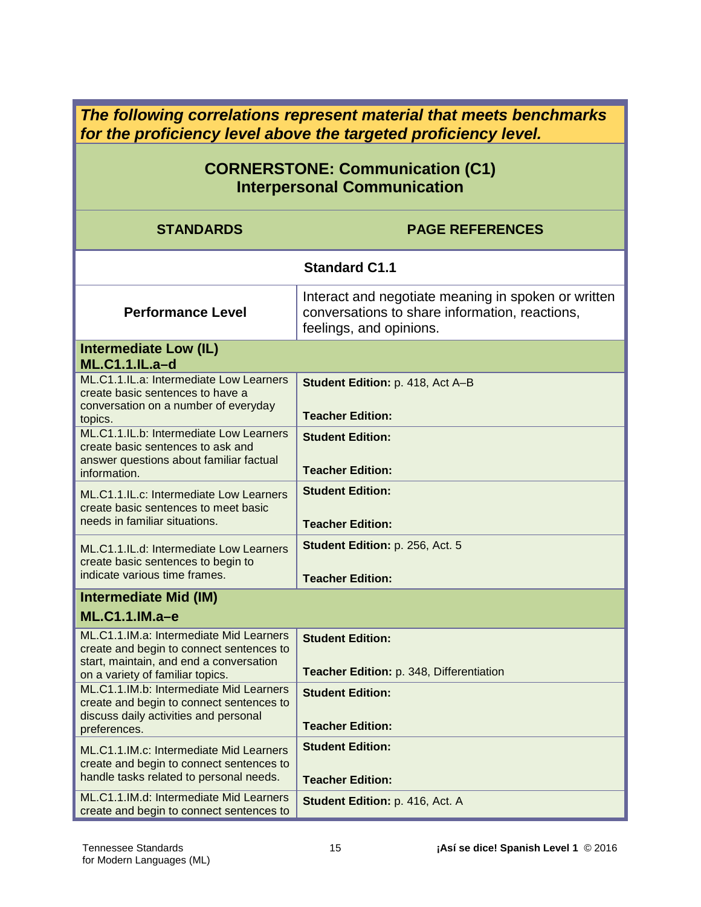***The following correlations represent material that meets benchmarks for the proficiency level above the targeted proficiency level.***

## CORNERSTONE: Communication (C1)
## Interpersonal Communication

| STANDARDS | PAGE REFERENCES |
|---|---|
| **Standard C1.1** | |
| **Performance Level** | Interact and negotiate meaning in spoken or written conversations to share information, reactions, feelings, and opinions. |
| **Intermediate Low (IL)**<br>**ML.C1.1.IL.a–d** | |
| ML.C1.1.IL.a: Intermediate Low Learners create basic sentences to have a conversation on a number of everyday topics. | **Student Edition:** p. 418, Act A–B<br><br>**Teacher Edition:** |
| ML.C1.1.IL.b: Intermediate Low Learners create basic sentences to ask and answer questions about familiar factual information. | **Student Edition:**<br><br>**Teacher Edition:** |
| ML.C1.1.IL.c: Intermediate Low Learners create basic sentences to meet basic needs in familiar situations. | **Student Edition:**<br><br>**Teacher Edition:** |
| ML.C1.1.IL.d: Intermediate Low Learners create basic sentences to begin to indicate various time frames. | **Student Edition:** p. 256, Act. 5<br><br>**Teacher Edition:** |
| **Intermediate Mid (IM)**<br>**ML.C1.1.IM.a–e** | |
| ML.C1.1.IM.a: Intermediate Mid Learners create and begin to connect sentences to start, maintain, and end a conversation on a variety of familiar topics. | **Student Edition:**<br><br>**Teacher Edition:** p. 348, Differentiation |
| ML.C1.1.IM.b: Intermediate Mid Learners create and begin to connect sentences to discuss daily activities and personal preferences. | **Student Edition:**<br><br>**Teacher Edition:** |
| ML.C1.1.IM.c: Intermediate Mid Learners create and begin to connect sentences to handle tasks related to personal needs. | **Student Edition:**<br><br>**Teacher Edition:** |
| ML.C1.1.IM.d: Intermediate Mid Learners create and begin to connect sentences to | **Student Edition:** p. 416, Act. A |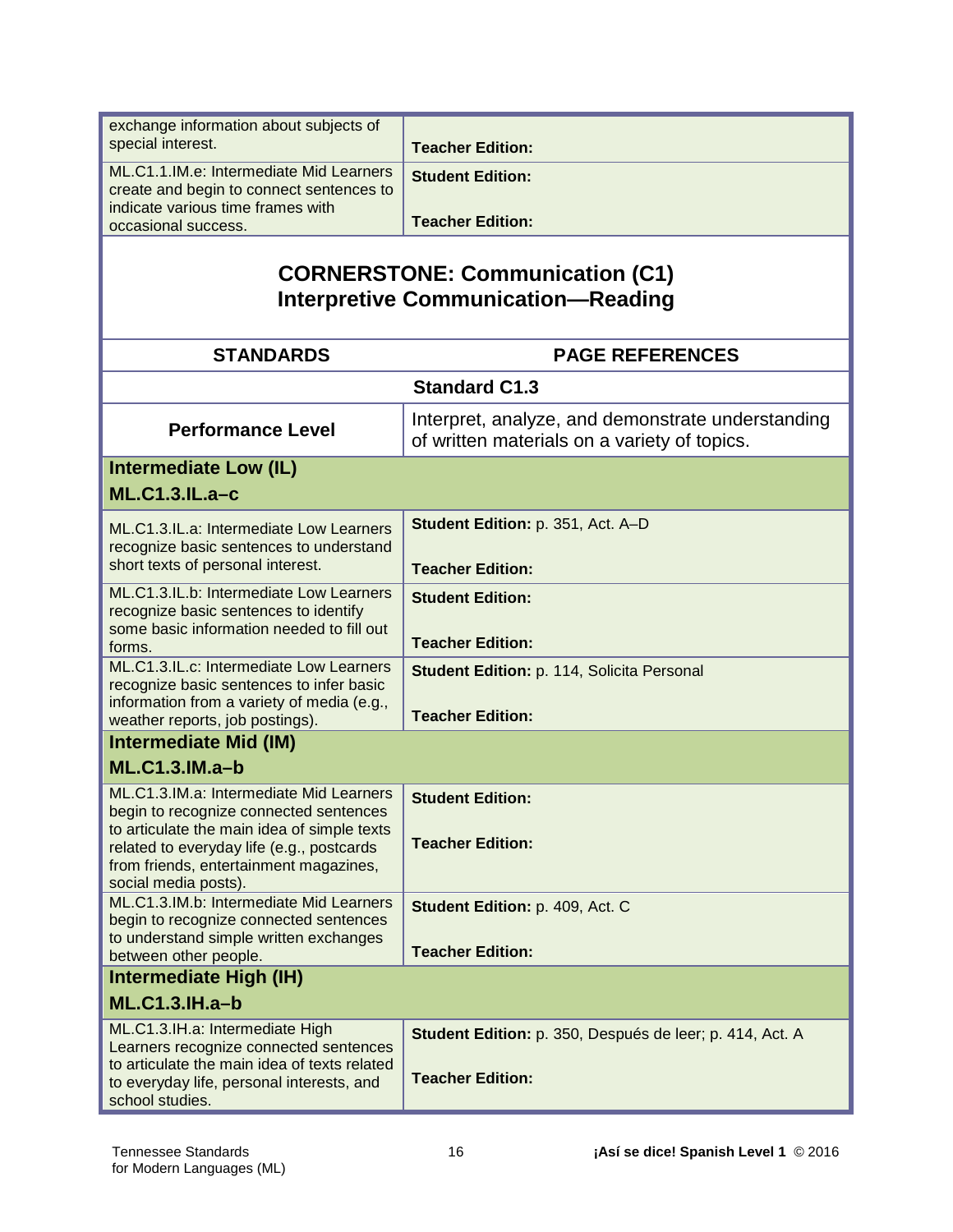| | |
|---|---|
| exchange information about subjects of special interest. | **Teacher Edition:** |
| ML.C1.1.IM.e: Intermediate Mid Learners create and begin to connect sentences to indicate various time frames with occasional success. | **Student Edition:**<br><br>**Teacher Edition:** |

## CORNERSTONE: Communication (C1)
## Interpretive Communication—Reading

| STANDARDS | PAGE REFERENCES |
|---|---|
| | **Standard C1.3** |
| **Performance Level** | Interpret, analyze, and demonstrate understanding of written materials on a variety of topics. |
| **Intermediate Low (IL)**<br>**ML.C1.3.IL.a–c** | |
| ML.C1.3.IL.a: Intermediate Low Learners recognize basic sentences to understand short texts of personal interest. | **Student Edition:** p. 351, Act. A–D<br><br>**Teacher Edition:** |
| ML.C1.3.IL.b: Intermediate Low Learners recognize basic sentences to identify some basic information needed to fill out forms. | **Student Edition:**<br><br>**Teacher Edition:** |
| ML.C1.3.IL.c: Intermediate Low Learners recognize basic sentences to infer basic information from a variety of media (e.g., weather reports, job postings). | **Student Edition:** p. 114, Solicita Personal<br><br>**Teacher Edition:** |
| **Intermediate Mid (IM)**<br>**ML.C1.3.IM.a–b** | |
| ML.C1.3.IM.a: Intermediate Mid Learners begin to recognize connected sentences to articulate the main idea of simple texts related to everyday life (e.g., postcards from friends, entertainment magazines, social media posts). | **Student Edition:**<br><br>**Teacher Edition:** |
| ML.C1.3.IM.b: Intermediate Mid Learners begin to recognize connected sentences to understand simple written exchanges between other people. | **Student Edition:** p. 409, Act. C<br><br>**Teacher Edition:** |
| **Intermediate High (IH)**<br>**ML.C1.3.IH.a–b** | |
| ML.C1.3.IH.a: Intermediate High Learners recognize connected sentences to articulate the main idea of texts related to everyday life, personal interests, and school studies. | **Student Edition:** p. 350, Después de leer; p. 414, Act. A<br><br>**Teacher Edition:** |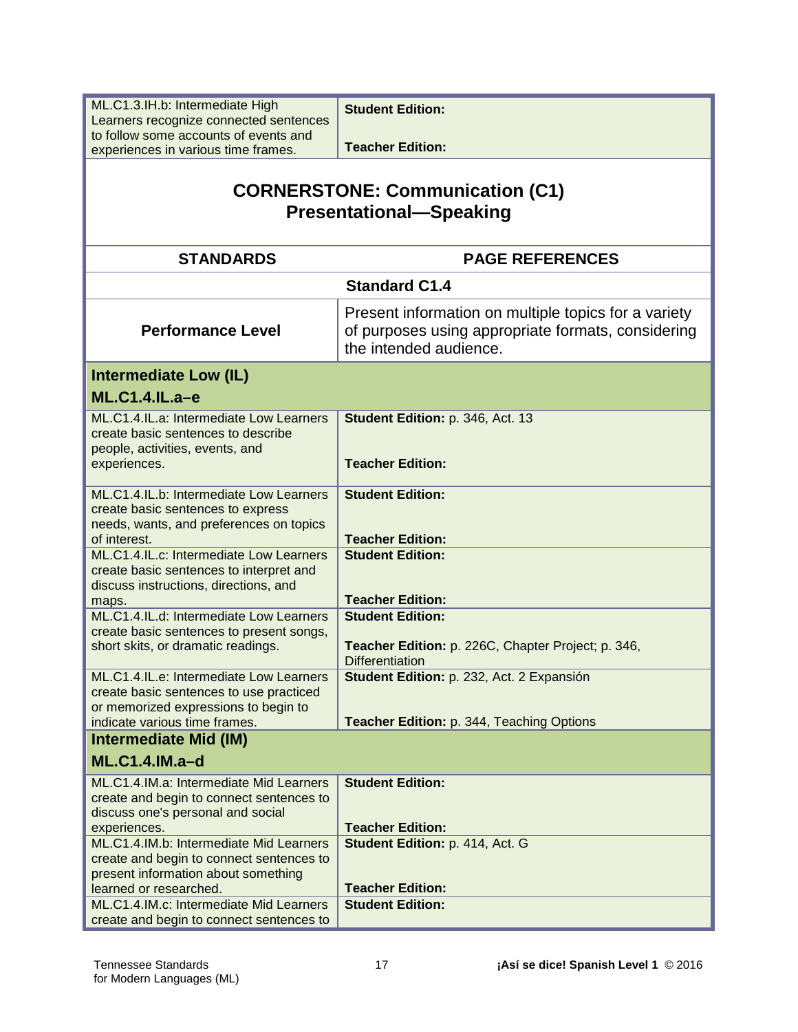| | |
|---|---|
| ML.C1.3.IH.b: Intermediate High Learners recognize connected sentences to follow some accounts of events and experiences in various time frames. | **Student Edition:**<br><br>**Teacher Edition:** |

## CORNERSTONE: Communication (C1) Presentational—Speaking

| STANDARDS | PAGE REFERENCES |
|---|---|
| | **Standard C1.4** |
| **Performance Level** | Present information on multiple topics for a variety of purposes using appropriate formats, considering the intended audience. |
| **Intermediate Low (IL)**<br>**ML.C1.4.IL.a–e** | |
| ML.C1.4.IL.a: Intermediate Low Learners create basic sentences to describe people, activities, events, and experiences. | **Student Edition:** p. 346, Act. 13<br><br>**Teacher Edition:** |
| ML.C1.4.IL.b: Intermediate Low Learners create basic sentences to express needs, wants, and preferences on topics of interest. | **Student Edition:**<br><br>**Teacher Edition:** |
| ML.C1.4.IL.c: Intermediate Low Learners create basic sentences to interpret and discuss instructions, directions, and maps. | **Student Edition:**<br><br>**Teacher Edition:** |
| ML.C1.4.IL.d: Intermediate Low Learners create basic sentences to present songs, short skits, or dramatic readings. | **Student Edition:**<br><br>**Teacher Edition:** p. 226C, Chapter Project; p. 346, Differentiation |
| ML.C1.4.IL.e: Intermediate Low Learners create basic sentences to use practiced or memorized expressions to begin to indicate various time frames. | **Student Edition:** p. 232, Act. 2 Expansión<br><br>**Teacher Edition:** p. 344, Teaching Options |
| **Intermediate Mid (IM)**<br>**ML.C1.4.IM.a–d** | |
| ML.C1.4.IM.a: Intermediate Mid Learners create and begin to connect sentences to discuss one's personal and social experiences. | **Student Edition:**<br><br>**Teacher Edition:** |
| ML.C1.4.IM.b: Intermediate Mid Learners create and begin to connect sentences to present information about something learned or researched. | **Student Edition:** p. 414, Act. G<br><br>**Teacher Edition:** |
| ML.C1.4.IM.c: Intermediate Mid Learners create and begin to connect sentences to | **Student Edition:** |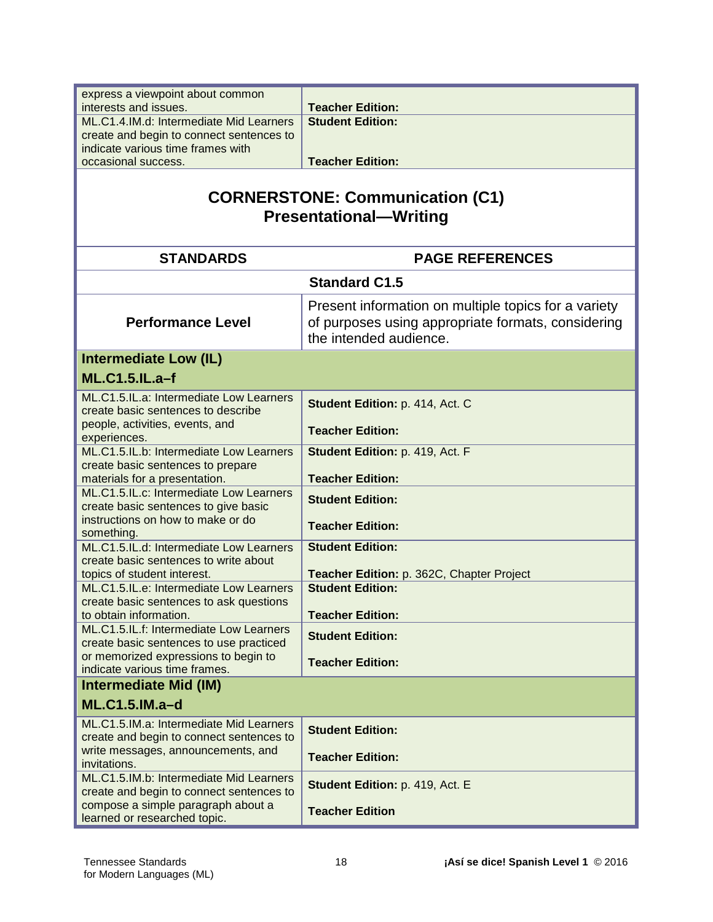| | |
|---|---|
| express a viewpoint about common interests and issues. | **Teacher Edition:** |
| ML.C1.4.IM.d: Intermediate Mid Learners create and begin to connect sentences to indicate various time frames with occasional success. | **Student Edition:**<br><br>**Teacher Edition:** |

## CORNERSTONE: Communication (C1)
## Presentational—Writing

| STANDARDS | PAGE REFERENCES |
|---|---|
| **Standard C1.5** | |
| **Performance Level** | Present information on multiple topics for a variety of purposes using appropriate formats, considering the intended audience. |
| **Intermediate Low (IL)**<br>**ML.C1.5.IL.a–f** | |
| ML.C1.5.IL.a: Intermediate Low Learners create basic sentences to describe people, activities, events, and experiences. | **Student Edition:** p. 414, Act. C<br><br>**Teacher Edition:** |
| ML.C1.5.IL.b: Intermediate Low Learners create basic sentences to prepare materials for a presentation. | **Student Edition:** p. 419, Act. F<br><br>**Teacher Edition:** |
| ML.C1.5.IL.c: Intermediate Low Learners create basic sentences to give basic instructions on how to make or do something. | **Student Edition:**<br><br>**Teacher Edition:** |
| ML.C1.5.IL.d: Intermediate Low Learners create basic sentences to write about topics of student interest. | **Student Edition:**<br><br>**Teacher Edition:** p. 362C, Chapter Project |
| ML.C1.5.IL.e: Intermediate Low Learners create basic sentences to ask questions to obtain information. | **Student Edition:**<br><br>**Teacher Edition:** |
| ML.C1.5.IL.f: Intermediate Low Learners create basic sentences to use practiced or memorized expressions to begin to indicate various time frames. | **Student Edition:**<br><br>**Teacher Edition:** |
| **Intermediate Mid (IM)**<br>**ML.C1.5.IM.a–d** | |
| ML.C1.5.IM.a: Intermediate Mid Learners create and begin to connect sentences to write messages, announcements, and invitations. | **Student Edition:**<br><br>**Teacher Edition:** |
| ML.C1.5.IM.b: Intermediate Mid Learners create and begin to connect sentences to compose a simple paragraph about a learned or researched topic. | **Student Edition:** p. 419, Act. E<br><br>**Teacher Edition** |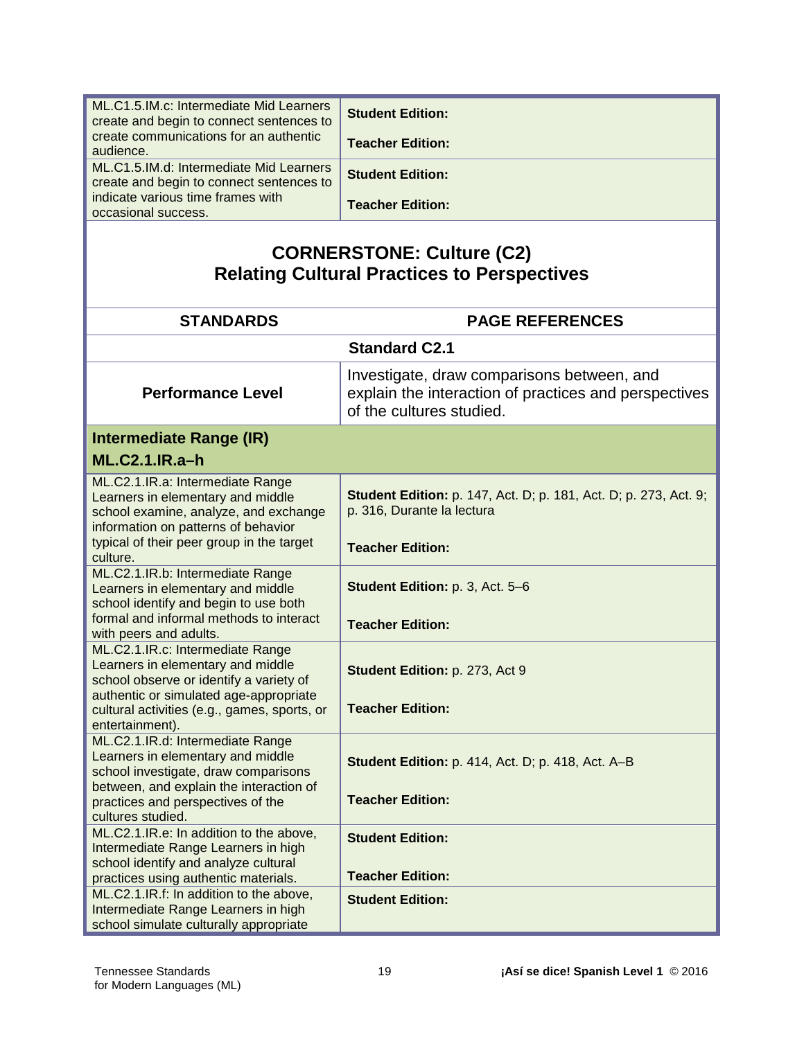| | |
|---|---|
| ML.C1.5.IM.c: Intermediate Mid Learners create and begin to connect sentences to create communications for an authentic audience. | **Student Edition:**<br><br>**Teacher Edition:** |
| ML.C1.5.IM.d: Intermediate Mid Learners create and begin to connect sentences to indicate various time frames with occasional success. | **Student Edition:**<br><br>**Teacher Edition:** |

## CORNERSTONE: Culture (C2)
## Relating Cultural Practices to Perspectives

| STANDARDS | PAGE REFERENCES |
|---|---|
| **Standard C2.1** | |
| **Performance Level** | Investigate, draw comparisons between, and explain the interaction of practices and perspectives of the cultures studied. |
| **Intermediate Range (IR)**<br>**ML.C2.1.IR.a–h** | |
| ML.C2.1.IR.a: Intermediate Range Learners in elementary and middle school examine, analyze, and exchange information on patterns of behavior typical of their peer group in the target culture. | **Student Edition:** p. 147, Act. D; p. 181, Act. D; p. 273, Act. 9; p. 316, Durante la lectura<br><br>**Teacher Edition:** |
| ML.C2.1.IR.b: Intermediate Range Learners in elementary and middle school identify and begin to use both formal and informal methods to interact with peers and adults. | **Student Edition:** p. 3, Act. 5–6<br><br>**Teacher Edition:** |
| ML.C2.1.IR.c: Intermediate Range Learners in elementary and middle school observe or identify a variety of authentic or simulated age-appropriate cultural activities (e.g., games, sports, or entertainment). | **Student Edition:** p. 273, Act 9<br><br>**Teacher Edition:** |
| ML.C2.1.IR.d: Intermediate Range Learners in elementary and middle school investigate, draw comparisons between, and explain the interaction of practices and perspectives of the cultures studied. | **Student Edition:** p. 414, Act. D; p. 418, Act. A–B<br><br>**Teacher Edition:** |
| ML.C2.1.IR.e: In addition to the above, Intermediate Range Learners in high school identify and analyze cultural practices using authentic materials. | **Student Edition:**<br><br>**Teacher Edition:** |
| ML.C2.1.IR.f: In addition to the above, Intermediate Range Learners in high school simulate culturally appropriate | **Student Edition:** |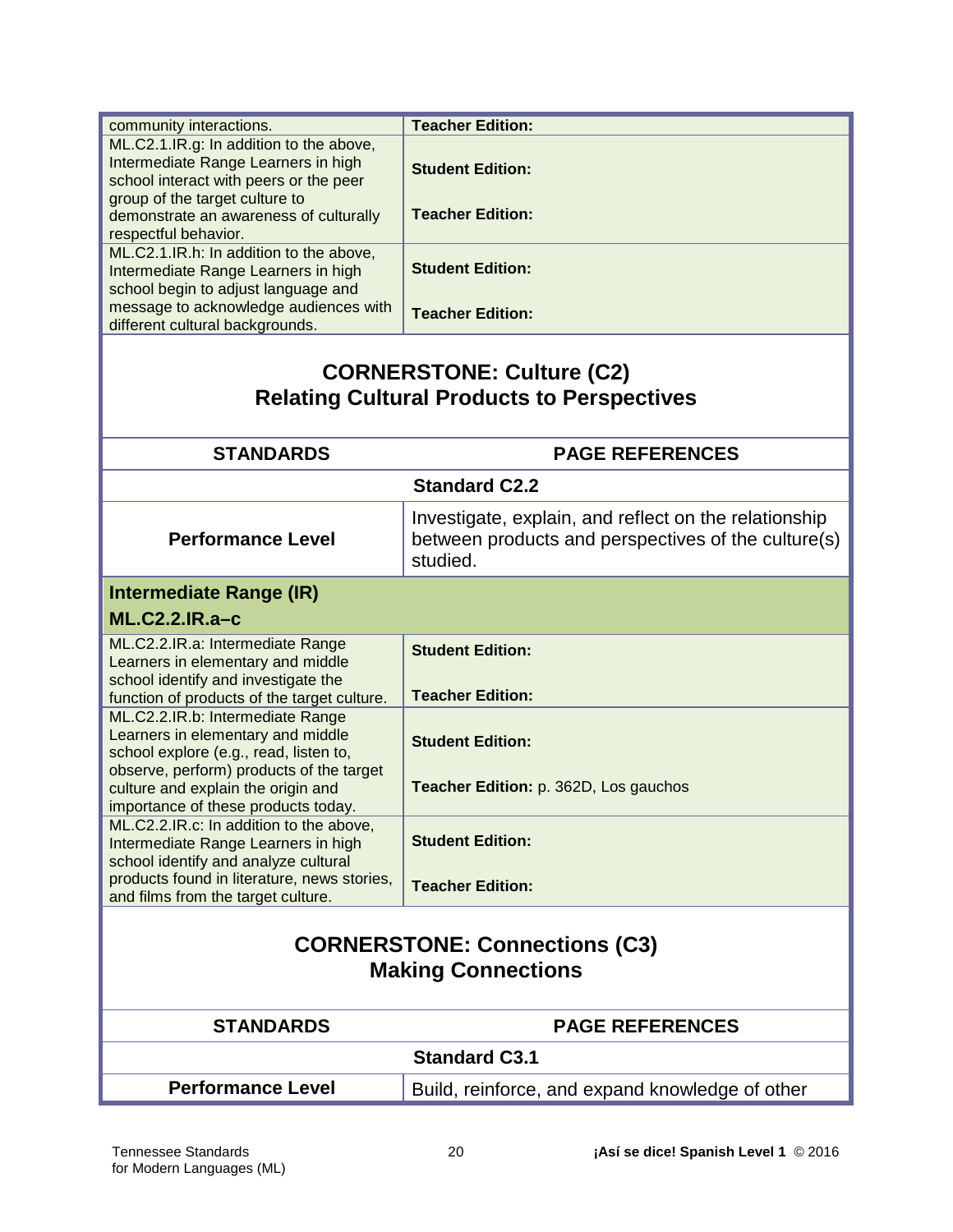| | |
|---|---|
| community interactions. | **Teacher Edition:** |
| ML.C2.1.IR.g: In addition to the above, Intermediate Range Learners in high school interact with peers or the peer group of the target culture to demonstrate an awareness of culturally respectful behavior. | **Student Edition:**<br><br>**Teacher Edition:** |
| ML.C2.1.IR.h: In addition to the above, Intermediate Range Learners in high school begin to adjust language and message to acknowledge audiences with different cultural backgrounds. | **Student Edition:**<br><br>**Teacher Edition:** |

## CORNERSTONE: Culture (C2)
## Relating Cultural Products to Perspectives

| STANDARDS | PAGE REFERENCES |
|---|---|
| **Standard C2.2** | |
| **Performance Level** | Investigate, explain, and reflect on the relationship between products and perspectives of the culture(s) studied. |
| **Intermediate Range (IR)**<br>**ML.C2.2.IR.a–c** | |
| ML.C2.2.IR.a: Intermediate Range Learners in elementary and middle school identify and investigate the function of products of the target culture. | **Student Edition:**<br><br>**Teacher Edition:** |
| ML.C2.2.IR.b: Intermediate Range Learners in elementary and middle school explore (e.g., read, listen to, observe, perform) products of the target culture and explain the origin and importance of these products today. | **Student Edition:**<br><br>**Teacher Edition:** p. 362D, Los gauchos |
| ML.C2.2.IR.c: In addition to the above, Intermediate Range Learners in high school identify and analyze cultural products found in literature, news stories, and films from the target culture. | **Student Edition:**<br><br>**Teacher Edition:** |

## CORNERSTONE: Connections (C3)
## Making Connections

| STANDARDS | PAGE REFERENCES |
|---|---|
| **Standard C3.1** | |
| **Performance Level** | Build, reinforce, and expand knowledge of other |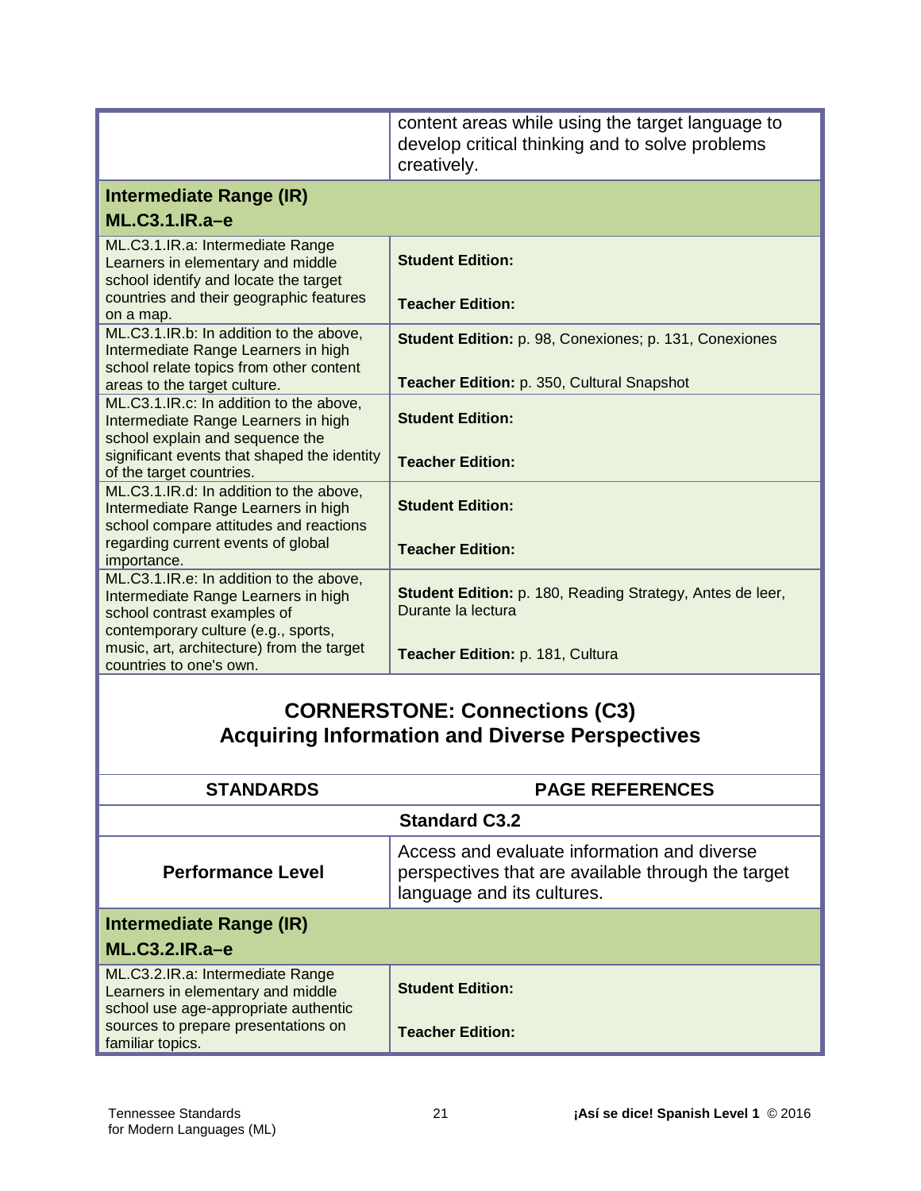| | |
|---|---|
| | content areas while using the target language to develop critical thinking and to solve problems creatively. |
| **Intermediate Range (IR)**<br>**ML.C3.1.IR.a–e** | |
| ML.C3.1.IR.a: Intermediate Range Learners in elementary and middle school identify and locate the target countries and their geographic features on a map. | **Student Edition:**<br><br>**Teacher Edition:** |
| ML.C3.1.IR.b: In addition to the above, Intermediate Range Learners in high school relate topics from other content areas to the target culture. | **Student Edition:** p. 98, Conexiones; p. 131, Conexiones<br><br>**Teacher Edition:** p. 350, Cultural Snapshot |
| ML.C3.1.IR.c: In addition to the above, Intermediate Range Learners in high school explain and sequence the significant events that shaped the identity of the target countries. | **Student Edition:**<br><br>**Teacher Edition:** |
| ML.C3.1.IR.d: In addition to the above, Intermediate Range Learners in high school compare attitudes and reactions regarding current events of global importance. | **Student Edition:**<br><br>**Teacher Edition:** |
| ML.C3.1.IR.e: In addition to the above, Intermediate Range Learners in high school contrast examples of contemporary culture (e.g., sports, music, art, architecture) from the target countries to one's own. | **Student Edition:** p. 180, Reading Strategy, Antes de leer, Durante la lectura<br><br>**Teacher Edition:** p. 181, Cultura |

## CORNERSTONE: Connections (C3)
## Acquiring Information and Diverse Perspectives

| STANDARDS | PAGE REFERENCES |
|---|---|
| **Standard C3.2** | |
| **Performance Level** | Access and evaluate information and diverse perspectives that are available through the target language and its cultures. |
| **Intermediate Range (IR)**<br>**ML.C3.2.IR.a–e** | |
| ML.C3.2.IR.a: Intermediate Range Learners in elementary and middle school use age-appropriate authentic sources to prepare presentations on familiar topics. | **Student Edition:**<br><br>**Teacher Edition:** |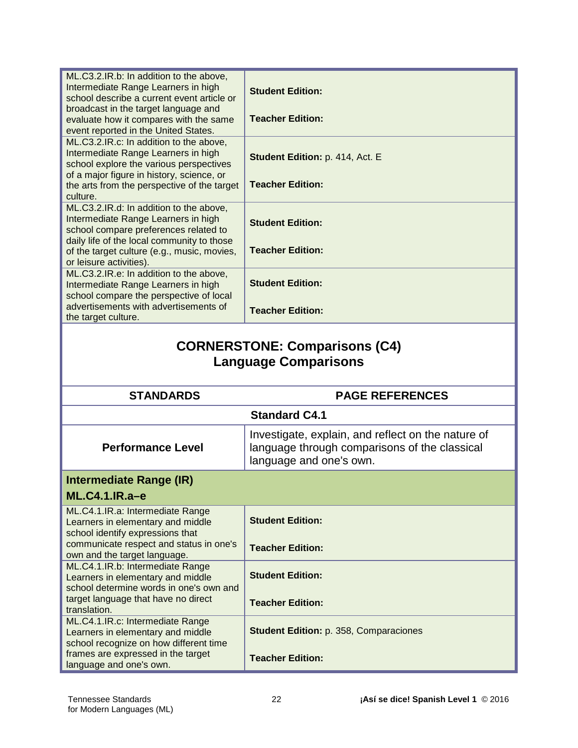| | |
|---|---|
| ML.C3.2.IR.b: In addition to the above, Intermediate Range Learners in high school describe a current event article or broadcast in the target language and evaluate how it compares with the same event reported in the United States. | **Student Edition:**<br><br>**Teacher Edition:** |
| ML.C3.2.IR.c: In addition to the above, Intermediate Range Learners in high school explore the various perspectives of a major figure in history, science, or the arts from the perspective of the target culture. | **Student Edition:** p. 414, Act. E<br><br>**Teacher Edition:** |
| ML.C3.2.IR.d: In addition to the above, Intermediate Range Learners in high school compare preferences related to daily life of the local community to those of the target culture (e.g., music, movies, or leisure activities). | **Student Edition:**<br><br>**Teacher Edition:** |
| ML.C3.2.IR.e: In addition to the above, Intermediate Range Learners in high school compare the perspective of local advertisements with advertisements of the target culture. | **Student Edition:**<br><br>**Teacher Edition:** |

## CORNERSTONE: Comparisons (C4)
## Language Comparisons

| STANDARDS | PAGE REFERENCES |
|---|---|
| **Standard C4.1** | |
| **Performance Level** | Investigate, explain, and reflect on the nature of language through comparisons of the classical language and one's own. |
| **Intermediate Range (IR)**<br>**ML.C4.1.IR.a–e** | |
| ML.C4.1.IR.a: Intermediate Range Learners in elementary and middle school identify expressions that communicate respect and status in one's own and the target language. | **Student Edition:**<br><br>**Teacher Edition:** |
| ML.C4.1.IR.b: Intermediate Range Learners in elementary and middle school determine words in one's own and target language that have no direct translation. | **Student Edition:**<br><br>**Teacher Edition:** |
| ML.C4.1.IR.c: Intermediate Range Learners in elementary and middle school recognize on how different time frames are expressed in the target language and one's own. | **Student Edition:** p. 358, Comparaciones<br><br>**Teacher Edition:** |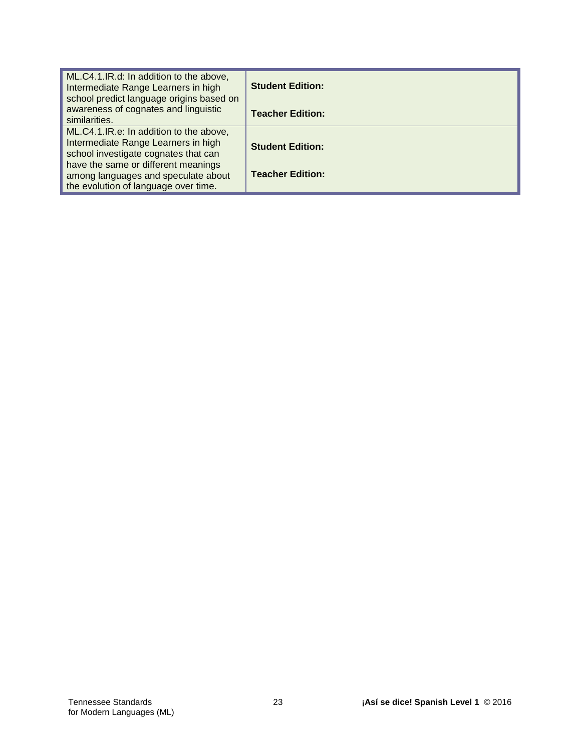| | |
|---|---|
| ML.C4.1.IR.d: In addition to the above, Intermediate Range Learners in high school predict language origins based on awareness of cognates and linguistic similarities. | **Student Edition:**<br><br>**Teacher Edition:** |
| ML.C4.1.IR.e: In addition to the above, Intermediate Range Learners in high school investigate cognates that can have the same or different meanings among languages and speculate about the evolution of language over time. | **Student Edition:**<br><br>**Teacher Edition:** |